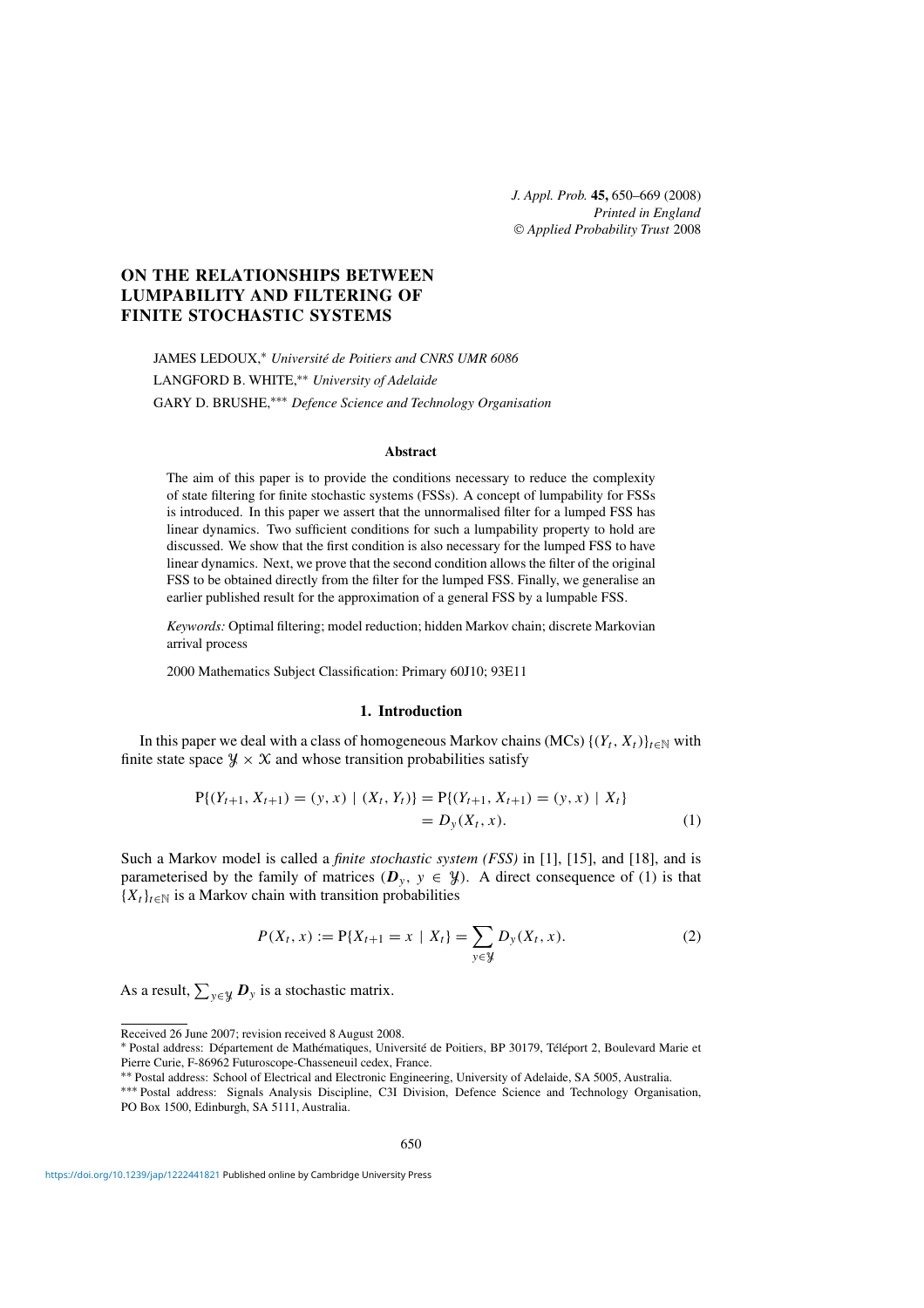# ON THE RELATIONSHIPS BETWEEN LUMPABILITY AND FILTERING OF FINITE STOCHASTIC SYSTEMS

JAMES LEDOUX,* *Université de Poitiers and CNRS UMR 6086*

LANGFORD B. WHITE,** *University of Adelaide*

GARY D. BRUSHE,*** *Defence Science and Technology Organisation*

## Abstract

The aim of this paper is to provide the conditions necessary to reduce the complexity of state filtering for finite stochastic systems (FSSs). A concept of lumpability for FSSs is introduced. In this paper we assert that the unnormalised filter for a lumped FSS has linear dynamics. Two sufficient conditions for such a lumpability property to hold are discussed. We show that the first condition is also necessary for the lumped FSS to have linear dynamics. Next, we prove that the second condition allows the filter of the original FSS to be obtained directly from the filter for the lumped FSS. Finally, we generalise an earlier published result for the approximation of a general FSS by a lumpable FSS.

*Keywords:* Optimal filtering; model reduction; hidden Markov chain; discrete Markovian arrival process

2000 Mathematics Subject Classification: Primary 60J10; 93E11

## 1. Introduction

In this paper we deal with a class of homogeneous Markov chains (MCs) $\{(Y_t, X_t)\}_{t\in\mathbb{N}}$ with finite state space $\mathcal{Y} \times \mathcal{X}$ and whose transition probabilities satisfy

$$\begin{aligned} \mathrm{P}\{(Y_{t+1}, X_{t+1}) = (y, x) \mid (X_t, Y_t)\} &= \mathrm{P}\{(Y_{t+1}, X_{t+1}) = (y, x) \mid X_t\} \\ &= D_y(X_t, x). \end{aligned} \tag{1}$$

Such a Markov model is called a *finite stochastic system (FSS)* in [1], [15], and [18], and is parameterised by the family of matrices $(\boldsymbol{D}_y,\ y \in \mathcal{Y})$. A direct consequence of (1) is that $\{X_t\}_{t\in\mathbb{N}}$ is a Markov chain with transition probabilities

$$P(X_t, x) := \mathrm{P}\{X_{t+1} = x \mid X_t\} = \sum_{y\in\mathcal{Y}} D_y(X_t, x). \tag{2}$$

As a result, $\sum_{y\in\mathcal{Y}} \boldsymbol{D}_y$ is a stochastic matrix.

---

Received 26 June 2007; revision received 8 August 2008.

\* Postal address: Département de Mathématiques, Université de Poitiers, BP 30179, Téléport 2, Boulevard Marie et Pierre Curie, F-86962 Futuroscope-Chasseneuil cedex, France.

\** Postal address: School of Electrical and Electronic Engineering, University of Adelaide, SA 5005, Australia.

\*** Postal address: Signals Analysis Discipline, C3I Division, Defence Science and Technology Organisation, PO Box 1500, Edinburgh, SA 5111, Australia.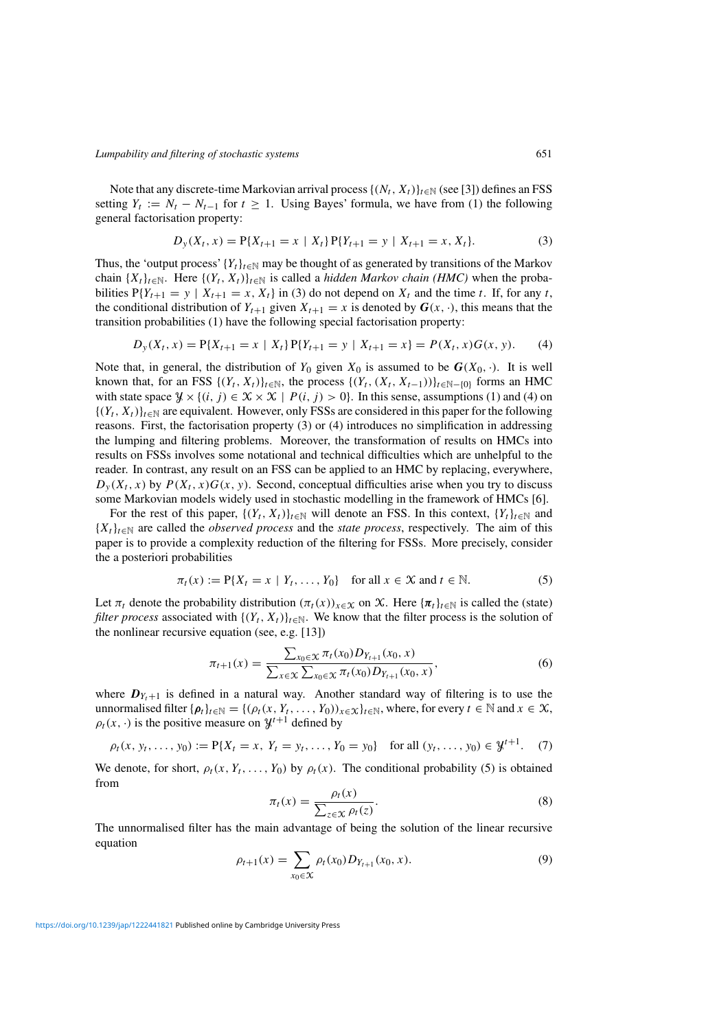Note that any discrete-time Markovian arrival process $\{(N_t, X_t)\}_{t\in\mathbb{N}}$ (see [3]) defines an FSS setting $Y_t := N_t - N_{t-1}$ for $t \geq 1$. Using Bayes' formula, we have from (1) the following general factorisation property:

$$D_y(X_t, x) = \mathrm{P}\{X_{t+1} = x \mid X_t\}\,\mathrm{P}\{Y_{t+1} = y \mid X_{t+1} = x, X_t\}. \tag{3}$$

Thus, the 'output process' $\{Y_t\}_{t\in\mathbb{N}}$ may be thought of as generated by transitions of the Markov chain $\{X_t\}_{t\in\mathbb{N}}$. Here $\{(Y_t, X_t)\}_{t\in\mathbb{N}}$ is called a *hidden Markov chain (HMC)* when the probabilities $\mathrm{P}\{Y_{t+1} = y \mid X_{t+1} = x, X_t\}$ in (3) do not depend on $X_t$ and the time $t$. If, for any $t$, the conditional distribution of $Y_{t+1}$ given $X_{t+1} = x$ is denoted by $\boldsymbol{G}(x, \cdot)$, this means that the transition probabilities (1) have the following special factorisation property:

$$D_y(X_t, x) = \mathrm{P}\{X_{t+1} = x \mid X_t\}\,\mathrm{P}\{Y_{t+1} = y \mid X_{t+1} = x\} = P(X_t, x)G(x, y). \tag{4}$$

Note that, in general, the distribution of $Y_0$ given $X_0$ is assumed to be $\boldsymbol{G}(X_0, \cdot)$. It is well known that, for an FSS $\{(Y_t, X_t)\}_{t\in\mathbb{N}}$, the process $\{(Y_t, (X_t, X_{t-1}))\}_{t\in\mathbb{N}-\{0\}}$ forms an HMC with state space $\mathcal{Y} \times \{(i, j) \in \mathcal{X} \times \mathcal{X} \mid P(i, j) > 0\}$. In this sense, assumptions (1) and (4) on $\{(Y_t, X_t)\}_{t\in\mathbb{N}}$ are equivalent. However, only FSSs are considered in this paper for the following reasons. First, the factorisation property (3) or (4) introduces no simplification in addressing the lumping and filtering problems. Moreover, the transformation of results on HMCs into results on FSSs involves some notational and technical difficulties which are unhelpful to the reader. In contrast, any result on an FSS can be applied to an HMC by replacing, everywhere, $D_y(X_t, x)$ by $P(X_t, x)G(x, y)$. Second, conceptual difficulties arise when you try to discuss some Markovian models widely used in stochastic modelling in the framework of HMCs [6].

For the rest of this paper, $\{(Y_t, X_t)\}_{t\in\mathbb{N}}$ will denote an FSS. In this context, $\{Y_t\}_{t\in\mathbb{N}}$ and $\{X_t\}_{t\in\mathbb{N}}$ are called the *observed process* and the *state process*, respectively. The aim of this paper is to provide a complexity reduction of the filtering for FSSs. More precisely, consider the a posteriori probabilities

$$\pi_t(x) := \mathrm{P}\{X_t = x \mid Y_t, \dots, Y_0\} \quad \text{for all } x \in \mathcal{X} \text{ and } t \in \mathbb{N}. \tag{5}$$

Let $\pi_t$ denote the probability distribution $(\pi_t(x))_{x\in\mathcal{X}}$ on $\mathcal{X}$. Here $\{\boldsymbol{\pi}_t\}_{t\in\mathbb{N}}$ is called the (state) *filter process* associated with $\{(Y_t, X_t)\}_{t\in\mathbb{N}}$. We know that the filter process is the solution of the nonlinear recursive equation (see, e.g. [13])

$$\pi_{t+1}(x) = \frac{\sum_{x_0\in\mathcal{X}} \pi_t(x_0) D_{Y_{t+1}}(x_0, x)}{\sum_{x\in\mathcal{X}} \sum_{x_0\in\mathcal{X}} \pi_t(x_0) D_{Y_{t+1}}(x_0, x)}, \tag{6}$$

where $\boldsymbol{D}_{Y_{t+1}}$ is defined in a natural way. Another standard way of filtering is to use the unnormalised filter $\{\boldsymbol{\rho}_t\}_{t\in\mathbb{N}} = \{(\rho_t(x, Y_t, \dots, Y_0))_{x\in\mathcal{X}}\}_{t\in\mathbb{N}}$, where, for every $t \in \mathbb{N}$ and $x \in \mathcal{X}$, $\rho_t(x, \cdot)$ is the positive measure on $\mathcal{Y}^{t+1}$ defined by

$$\rho_t(x, y_t, \dots, y_0) := \mathrm{P}\{X_t = x,\ Y_t = y_t, \dots, Y_0 = y_0\} \quad \text{for all } (y_t, \dots, y_0) \in \mathcal{Y}^{t+1}. \tag{7}$$

We denote, for short, $\rho_t(x, Y_t, \dots, Y_0)$ by $\rho_t(x)$. The conditional probability (5) is obtained from

$$\pi_t(x) = \frac{\rho_t(x)}{\sum_{z\in\mathcal{X}} \rho_t(z)}. \tag{8}$$

The unnormalised filter has the main advantage of being the solution of the linear recursive equation

$$\rho_{t+1}(x) = \sum_{x_0\in\mathcal{X}} \rho_t(x_0) D_{Y_{t+1}}(x_0, x). \tag{9}$$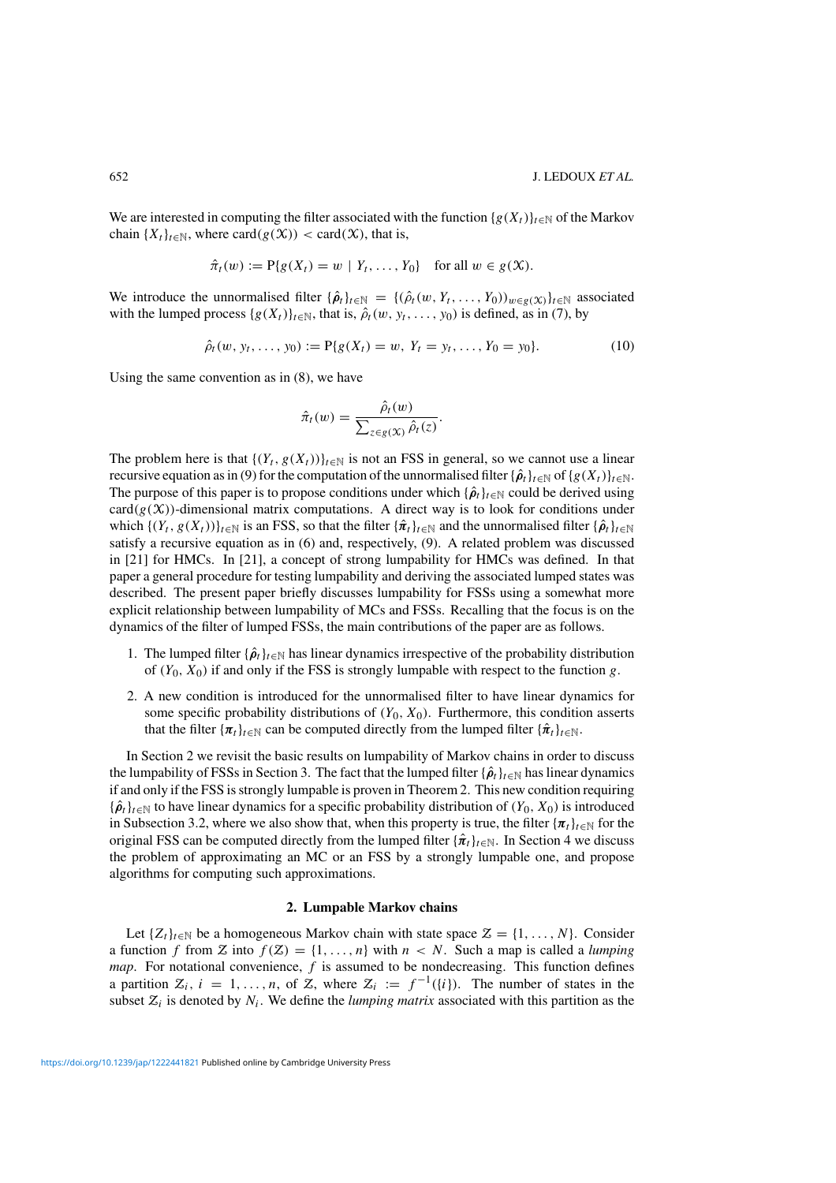We are interested in computing the filter associated with the function $\{g(X_t)\}_{t\in\mathbb{N}}$ of the Markov chain $\{X_t\}_{t\in\mathbb{N}}$, where $\operatorname{card}(g(\mathcal{X})) < \operatorname{card}(\mathcal{X})$, that is,

$$\hat{\pi}_t(w) := \mathrm{P}\{g(X_t) = w \mid Y_t, \dots, Y_0\} \quad \text{for all } w \in g(\mathcal{X}).$$

We introduce the unnormalised filter $\{\hat{\boldsymbol{\rho}}_t\}_{t\in\mathbb{N}} = \{(\hat{\rho}_t(w, Y_t, \dots, Y_0))_{w\in g(\mathcal{X})}\}_{t\in\mathbb{N}}$ associated with the lumped process $\{g(X_t)\}_{t\in\mathbb{N}}$, that is, $\hat{\rho}_t(w, y_t, \dots, y_0)$ is defined, as in (7), by

$$\hat{\rho}_t(w, y_t, \dots, y_0) := \mathrm{P}\{g(X_t) = w,\ Y_t = y_t, \dots, Y_0 = y_0\}. \tag{10}$$

Using the same convention as in (8), we have

$$\hat{\pi}_t(w) = \frac{\hat{\rho}_t(w)}{\sum_{z\in g(\mathcal{X})} \hat{\rho}_t(z)}.$$

The problem here is that $\{(Y_t, g(X_t))\}_{t\in\mathbb{N}}$ is not an FSS in general, so we cannot use a linear recursive equation as in (9) for the computation of the unnormalised filter $\{\hat{\boldsymbol{\rho}}_t\}_{t\in\mathbb{N}}$ of $\{g(X_t)\}_{t\in\mathbb{N}}$. The purpose of this paper is to propose conditions under which $\{\hat{\boldsymbol{\rho}}_t\}_{t\in\mathbb{N}}$ could be derived using $\operatorname{card}(g(\mathcal{X}))$-dimensional matrix computations. A direct way is to look for conditions under which $\{(Y_t, g(X_t))\}_{t\in\mathbb{N}}$ is an FSS, so that the filter $\{\hat{\boldsymbol{\pi}}_t\}_{t\in\mathbb{N}}$ and the unnormalised filter $\{\hat{\boldsymbol{\rho}}_t\}_{t\in\mathbb{N}}$ satisfy a recursive equation as in (6) and, respectively, (9). A related problem was discussed in [21] for HMCs. In [21], a concept of strong lumpability for HMCs was defined. In that paper a general procedure for testing lumpability and deriving the associated lumped states was described. The present paper briefly discusses lumpability for FSSs using a somewhat more explicit relationship between lumpability of MCs and FSSs. Recalling that the focus is on the dynamics of the filter of lumped FSSs, the main contributions of the paper are as follows.

1. The lumped filter $\{\hat{\boldsymbol{\rho}}_t\}_{t\in\mathbb{N}}$ has linear dynamics irrespective of the probability distribution of $(Y_0, X_0)$ if and only if the FSS is strongly lumpable with respect to the function $g$.
2. A new condition is introduced for the unnormalised filter to have linear dynamics for some specific probability distributions of $(Y_0, X_0)$. Furthermore, this condition asserts that the filter $\{\boldsymbol{\pi}_t\}_{t\in\mathbb{N}}$ can be computed directly from the lumped filter $\{\hat{\boldsymbol{\pi}}_t\}_{t\in\mathbb{N}}$.

In Section 2 we revisit the basic results on lumpability of Markov chains in order to discuss the lumpability of FSSs in Section 3. The fact that the lumped filter $\{\hat{\boldsymbol{\rho}}_t\}_{t\in\mathbb{N}}$ has linear dynamics if and only if the FSS is strongly lumpable is proven in Theorem 2. This new condition requiring $\{\hat{\boldsymbol{\rho}}_t\}_{t\in\mathbb{N}}$ to have linear dynamics for a specific probability distribution of $(Y_0, X_0)$ is introduced in Subsection 3.2, where we also show that, when this property is true, the filter $\{\boldsymbol{\pi}_t\}_{t\in\mathbb{N}}$ for the original FSS can be computed directly from the lumped filter $\{\hat{\boldsymbol{\pi}}_t\}_{t\in\mathbb{N}}$. In Section 4 we discuss the problem of approximating an MC or an FSS by a strongly lumpable one, and propose algorithms for computing such approximations.

## 2. Lumpable Markov chains

Let $\{Z_t\}_{t\in\mathbb{N}}$ be a homogeneous Markov chain with state space $\mathcal{Z} = \{1, \dots, N\}$. Consider a function $f$ from $\mathcal{Z}$ into $f(\mathcal{Z}) = \{1, \dots, n\}$ with $n < N$. Such a map is called a *lumping map*. For notational convenience, $f$ is assumed to be nondecreasing. This function defines a partition $\mathcal{Z}_i$, $i = 1, \dots, n$, of $\mathcal{Z}$, where $\mathcal{Z}_i := f^{-1}(\{i\})$. The number of states in the subset $\mathcal{Z}_i$ is denoted by $N_i$. We define the *lumping matrix* associated with this partition as the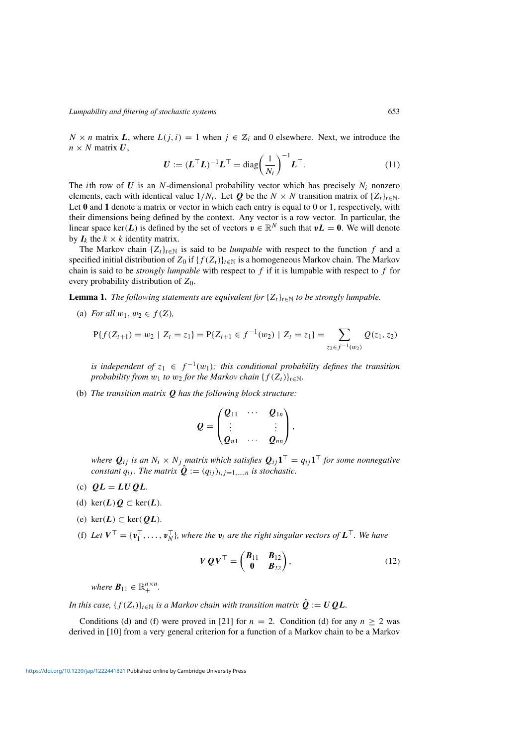$N \times n$ matrix $\boldsymbol{L}$, where $L(j, i) = 1$ when $j \in \mathbb{Z}_i$ and 0 elsewhere. Next, we introduce the $n \times N$ matrix $\boldsymbol{U}$,

$$\boldsymbol{U} := (\boldsymbol{L}^\top \boldsymbol{L})^{-1} \boldsymbol{L}^\top = \operatorname{diag}\left(\frac{1}{N_i}\right)^{-1} \boldsymbol{L}^\top. \tag{11}$$

The $i$th row of $\boldsymbol{U}$ is an $N$-dimensional probability vector which has precisely $N_i$ nonzero elements, each with identical value $1/N_i$. Let $\boldsymbol{Q}$ be the $N \times N$ transition matrix of $\{Z_t\}_{t \in \mathbb{N}}$. Let $\boldsymbol{0}$ and $\boldsymbol{1}$ denote a matrix or vector in which each entry is equal to 0 or 1, respectively, with their dimensions being defined by the context. Any vector is a row vector. In particular, the linear space $\ker(\boldsymbol{L})$ is defined by the set of vectors $\boldsymbol{v} \in \mathbb{R}^N$ such that $\boldsymbol{v}\boldsymbol{L} = \boldsymbol{0}$. We will denote by $\boldsymbol{I}_k$ the $k \times k$ identity matrix.

The Markov chain $\{Z_t\}_{t \in \mathbb{N}}$ is said to be *lumpable* with respect to the function $f$ and a specified initial distribution of $Z_0$ if $\{f(Z_t)\}_{t \in \mathbb{N}}$ is a homogeneous Markov chain. The Markov chain is said to be *strongly lumpable* with respect to $f$ if it is lumpable with respect to $f$ for every probability distribution of $Z_0$.

**Lemma 1.** *The following statements are equivalent for $\{Z_t\}_{t \in \mathbb{N}}$ to be strongly lumpable.*

(a) *For all $w_1, w_2 \in f(\mathbb{Z})$,*

$$\mathrm{P}\{f(Z_{t+1}) = w_2 \mid Z_t = z_1\} = \mathrm{P}\{Z_{t+1} \in f^{-1}(w_2) \mid Z_t = z_1\} = \sum_{z_2 \in f^{-1}(w_2)} Q(z_1, z_2)$$

*is independent of $z_1 \in f^{-1}(w_1)$; this conditional probability defines the transition probability from $w_1$ to $w_2$ for the Markov chain $\{f(Z_t)\}_{t \in \mathbb{N}}$.*

(b) *The transition matrix $\boldsymbol{Q}$ has the following block structure:*

$$\boldsymbol{Q} = \begin{pmatrix} \boldsymbol{Q}_{11} & \cdots & \boldsymbol{Q}_{1n} \\ \vdots & & \vdots \\ \boldsymbol{Q}_{n1} & \cdots & \boldsymbol{Q}_{nn} \end{pmatrix},$$

*where $\boldsymbol{Q}_{ij}$ is an $N_i \times N_j$ matrix which satisfies $\boldsymbol{Q}_{ij}\boldsymbol{1}^\top = q_{ij}\boldsymbol{1}^\top$ for some nonnegative constant $q_{ij}$. The matrix $\hat{\boldsymbol{Q}} := (q_{ij})_{i,j=1,\dots,n}$ is stochastic.*

(c) $\boldsymbol{Q}\boldsymbol{L} = \boldsymbol{L}\boldsymbol{U}\boldsymbol{Q}\boldsymbol{L}$.

(d) $\ker(\boldsymbol{L})\boldsymbol{Q} \subset \ker(\boldsymbol{L})$.

(e) $\ker(\boldsymbol{L}) \subset \ker(\boldsymbol{Q}\boldsymbol{L})$.

(f) *Let $\boldsymbol{V}^\top = \{\boldsymbol{v}_1^\top, \dots, \boldsymbol{v}_N^\top\}$, where the $\boldsymbol{v}_i$ are the right singular vectors of $\boldsymbol{L}^\top$. We have*

$$\boldsymbol{V}\boldsymbol{Q}\boldsymbol{V}^\top = \begin{pmatrix} \boldsymbol{B}_{11} & \boldsymbol{B}_{12} \\ \boldsymbol{0} & \boldsymbol{B}_{22} \end{pmatrix}, \tag{12}$$

*where $\boldsymbol{B}_{11} \in \mathbb{R}_+^{n \times n}$.*

*In this case, $\{f(Z_t)\}_{t \in \mathbb{N}}$ is a Markov chain with transition matrix $\hat{\boldsymbol{Q}} := \boldsymbol{U}\boldsymbol{Q}\boldsymbol{L}$.*

Conditions (d) and (f) were proved in [21] for $n = 2$. Condition (d) for any $n \geq 2$ was derived in [10] from a very general criterion for a function of a Markov chain to be a Markov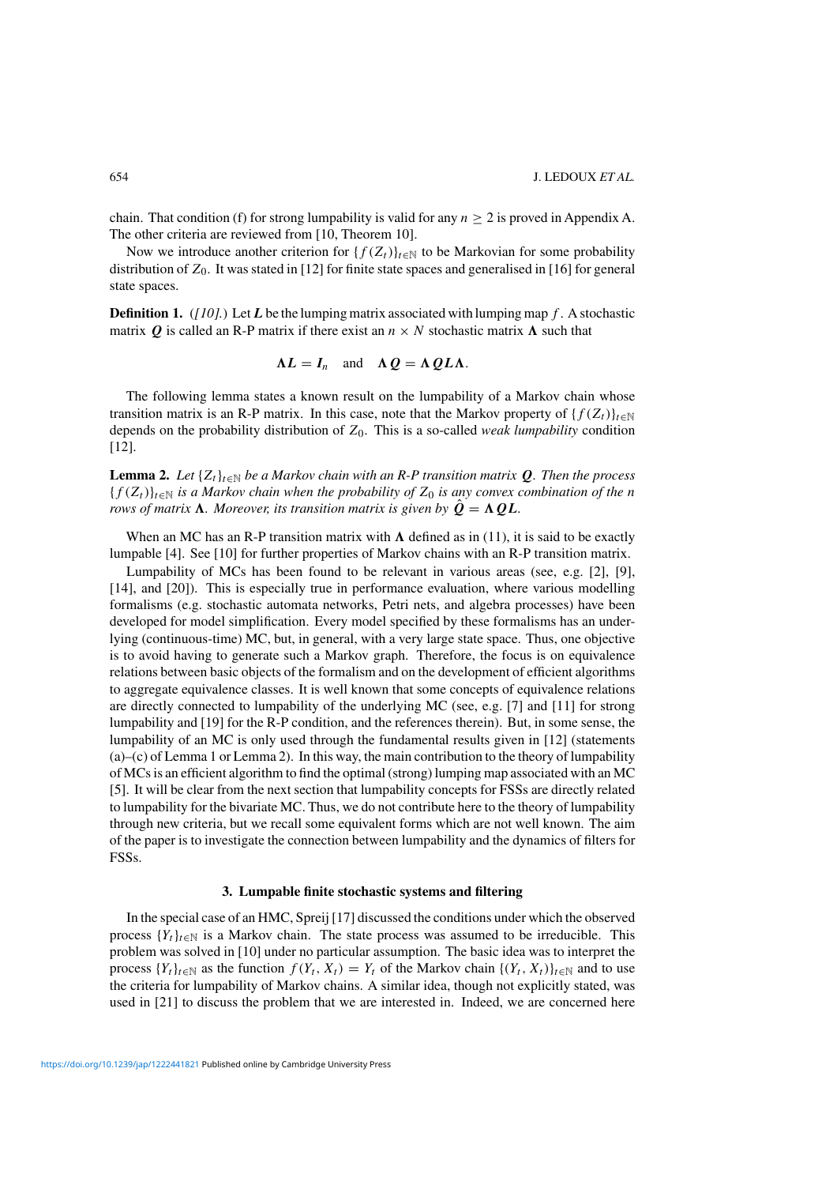chain. That condition (f) for strong lumpability is valid for any $n \geq 2$ is proved in Appendix A. The other criteria are reviewed from [10, Theorem 10].

Now we introduce another criterion for $\{f(Z_t)\}_{t\in\mathbb{N}}$ to be Markovian for some probability distribution of $Z_0$. It was stated in [12] for finite state spaces and generalised in [16] for general state spaces.

**Definition 1.** *([10].)* Let $\boldsymbol{L}$ be the lumping matrix associated with lumping map $f$. A stochastic matrix $\boldsymbol{Q}$ is called an R-P matrix if there exist an $n \times N$ stochastic matrix $\boldsymbol{\Lambda}$ such that

$$\boldsymbol{\Lambda}\boldsymbol{L} = \boldsymbol{I}_n \quad \text{and} \quad \boldsymbol{\Lambda}\boldsymbol{Q} = \boldsymbol{\Lambda}\boldsymbol{Q}\boldsymbol{L}\boldsymbol{\Lambda}.$$

The following lemma states a known result on the lumpability of a Markov chain whose transition matrix is an R-P matrix. In this case, note that the Markov property of $\{f(Z_t)\}_{t\in\mathbb{N}}$ depends on the probability distribution of $Z_0$. This is a so-called *weak lumpability* condition [12].

**Lemma 2.** *Let $\{Z_t\}_{t\in\mathbb{N}}$ be a Markov chain with an R-P transition matrix $\boldsymbol{Q}$. Then the process $\{f(Z_t)\}_{t\in\mathbb{N}}$ is a Markov chain when the probability of $Z_0$ is any convex combination of the $n$ rows of matrix $\boldsymbol{\Lambda}$. Moreover, its transition matrix is given by $\hat{\boldsymbol{Q}} = \boldsymbol{\Lambda}\boldsymbol{Q}\boldsymbol{L}$.*

When an MC has an R-P transition matrix with $\boldsymbol{\Lambda}$ defined as in (11), it is said to be exactly lumpable [4]. See [10] for further properties of Markov chains with an R-P transition matrix.

Lumpability of MCs has been found to be relevant in various areas (see, e.g. [2], [9], [14], and [20]). This is especially true in performance evaluation, where various modelling formalisms (e.g. stochastic automata networks, Petri nets, and algebra processes) have been developed for model simplification. Every model specified by these formalisms has an underlying (continuous-time) MC, but, in general, with a very large state space. Thus, one objective is to avoid having to generate such a Markov graph. Therefore, the focus is on equivalence relations between basic objects of the formalism and on the development of efficient algorithms to aggregate equivalence classes. It is well known that some concepts of equivalence relations are directly connected to lumpability of the underlying MC (see, e.g. [7] and [11] for strong lumpability and [19] for the R-P condition, and the references therein). But, in some sense, the lumpability of an MC is only used through the fundamental results given in [12] (statements (a)–(c) of Lemma 1 or Lemma 2). In this way, the main contribution to the theory of lumpability of MCs is an efficient algorithm to find the optimal (strong) lumping map associated with an MC [5]. It will be clear from the next section that lumpability concepts for FSSs are directly related to lumpability for the bivariate MC. Thus, we do not contribute here to the theory of lumpability through new criteria, but we recall some equivalent forms which are not well known. The aim of the paper is to investigate the connection between lumpability and the dynamics of filters for FSSs.

## 3. Lumpable finite stochastic systems and filtering

In the special case of an HMC, Spreij [17] discussed the conditions under which the observed process $\{Y_t\}_{t\in\mathbb{N}}$ is a Markov chain. The state process was assumed to be irreducible. This problem was solved in [10] under no particular assumption. The basic idea was to interpret the process $\{Y_t\}_{t\in\mathbb{N}}$ as the function $f(Y_t, X_t) = Y_t$ of the Markov chain $\{(Y_t, X_t)\}_{t\in\mathbb{N}}$ and to use the criteria for lumpability of Markov chains. A similar idea, though not explicitly stated, was used in [21] to discuss the problem that we are interested in. Indeed, we are concerned here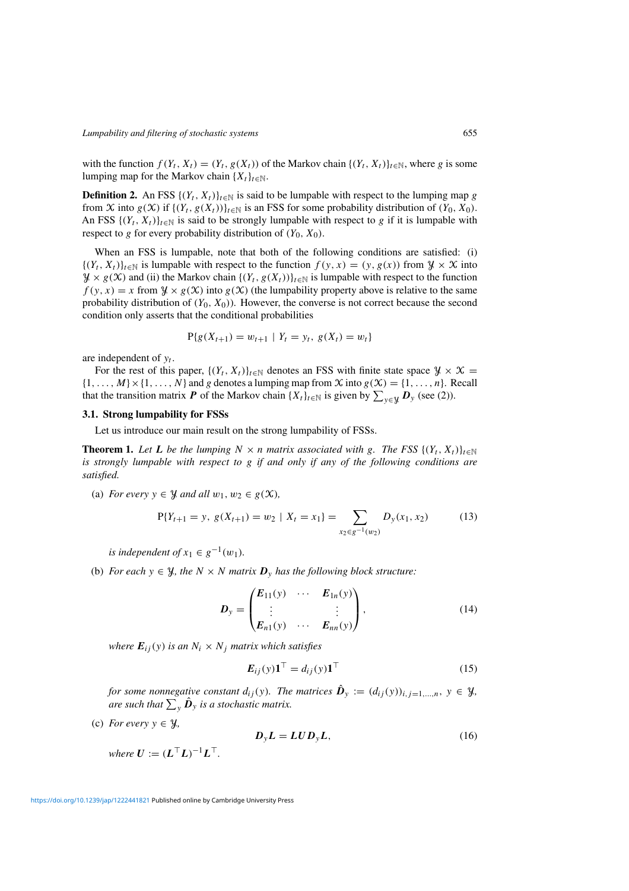with the function $f(Y_t, X_t) = (Y_t, g(X_t))$ of the Markov chain $\{(Y_t, X_t)\}_{t\in\mathbb{N}}$, where $g$ is some lumping map for the Markov chain $\{X_t\}_{t\in\mathbb{N}}$.

**Definition 2.** An FSS $\{(Y_t, X_t)\}_{t\in\mathbb{N}}$ is said to be lumpable with respect to the lumping map $g$ from $\mathcal{X}$ into $g(\mathcal{X})$ if $\{(Y_t, g(X_t))\}_{t\in\mathbb{N}}$ is an FSS for some probability distribution of $(Y_0, X_0)$. An FSS $\{(Y_t, X_t)\}_{t\in\mathbb{N}}$ is said to be strongly lumpable with respect to $g$ if it is lumpable with respect to $g$ for every probability distribution of $(Y_0, X_0)$.

When an FSS is lumpable, note that both of the following conditions are satisfied: (i) $\{(Y_t, X_t)\}_{t\in\mathbb{N}}$ is lumpable with respect to the function $f(y, x) = (y, g(x))$ from $\mathcal{Y} \times \mathcal{X}$ into $\mathcal{Y} \times g(\mathcal{X})$ and (ii) the Markov chain $\{(Y_t, g(X_t))\}_{t\in\mathbb{N}}$ is lumpable with respect to the function $f(y, x) = x$ from $\mathcal{Y} \times g(\mathcal{X})$ into $g(\mathcal{X})$ (the lumpability property above is relative to the same probability distribution of $(Y_0, X_0)$). However, the converse is not correct because the second condition only asserts that the conditional probabilities

$$\mathrm{P}\{g(X_{t+1}) = w_{t+1} \mid Y_t = y_t,\ g(X_t) = w_t\}$$

are independent of $y_t$.

For the rest of this paper, $\{(Y_t, X_t)\}_{t\in\mathbb{N}}$ denotes an FSS with finite state space $\mathcal{Y} \times \mathcal{X} = \{1, \ldots, M\} \times \{1, \ldots, N\}$ and $g$ denotes a lumping map from $\mathcal{X}$ into $g(\mathcal{X}) = \{1, \ldots, n\}$. Recall that the transition matrix $\boldsymbol{P}$ of the Markov chain $\{X_t\}_{t\in\mathbb{N}}$ is given by $\sum_{y\in\mathcal{Y}} \boldsymbol{D}_y$ (see (2)).

### 3.1. Strong lumpability for FSSs

Let us introduce our main result on the strong lumpability of FSSs.

**Theorem 1.** *Let $\boldsymbol{L}$ be the lumping $N \times n$ matrix associated with $g$. The FSS $\{(Y_t, X_t)\}_{t\in\mathbb{N}}$ is strongly lumpable with respect to $g$ if and only if any of the following conditions are satisfied.*

(a) *For every $y \in \mathcal{Y}$ and all $w_1, w_2 \in g(\mathcal{X})$,*

$$\mathrm{P}\{Y_{t+1} = y,\ g(X_{t+1}) = w_2 \mid X_t = x_1\} = \sum_{x_2 \in g^{-1}(w_2)} D_y(x_1, x_2) \tag{13}$$

*is independent of $x_1 \in g^{-1}(w_1)$.*

(b) *For each $y \in \mathcal{Y}$, the $N \times N$ matrix $\boldsymbol{D}_y$ has the following block structure:*

$$\boldsymbol{D}_y = \begin{pmatrix} \boldsymbol{E}_{11}(y) & \cdots & \boldsymbol{E}_{1n}(y) \\ \vdots & & \vdots \\ \boldsymbol{E}_{n1}(y) & \cdots & \boldsymbol{E}_{nn}(y) \end{pmatrix}, \tag{14}$$

*where $\boldsymbol{E}_{ij}(y)$ is an $N_i \times N_j$ matrix which satisfies*

$$\boldsymbol{E}_{ij}(y)\boldsymbol{1}^\top = d_{ij}(y)\boldsymbol{1}^\top \tag{15}$$

*for some nonnegative constant $d_{ij}(y)$. The matrices $\hat{\boldsymbol{D}}_y := (d_{ij}(y))_{i,j=1,\ldots,n}$, $y \in \mathcal{Y}$, are such that $\sum_y \hat{\boldsymbol{D}}_y$ is a stochastic matrix.*

(c) *For every $y \in \mathcal{Y}$,*

$$\boldsymbol{D}_y \boldsymbol{L} = \boldsymbol{L}\boldsymbol{U}\boldsymbol{D}_y \boldsymbol{L}, \tag{16}$$

*where $\boldsymbol{U} := (\boldsymbol{L}^\top \boldsymbol{L})^{-1} \boldsymbol{L}^\top$.*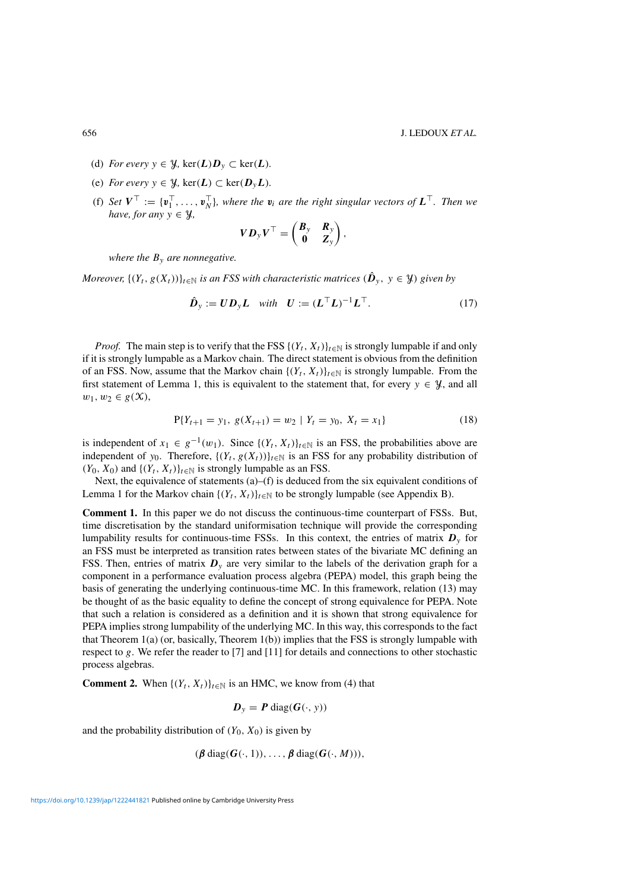(d) *For every* $y \in \mathcal{Y}$, $\ker(\boldsymbol{L})\boldsymbol{D}_y \subset \ker(\boldsymbol{L})$.

(e) *For every* $y \in \mathcal{Y}$, $\ker(\boldsymbol{L}) \subset \ker(\boldsymbol{D}_y \boldsymbol{L})$.

(f) *Set* $\boldsymbol{V}^\top := \{\boldsymbol{v}_1^\top, \dots, \boldsymbol{v}_N^\top\}$, *where the* $\boldsymbol{v}_i$ *are the right singular vectors of* $\boldsymbol{L}^\top$. *Then we have, for any* $y \in \mathcal{Y}$,

$$\boldsymbol{V}\boldsymbol{D}_y\boldsymbol{V}^\top = \begin{pmatrix} \boldsymbol{B}_y & \boldsymbol{R}_y \\ \boldsymbol{0} & \boldsymbol{Z}_y \end{pmatrix},$$

*where the* $B_y$ *are nonnegative.*

*Moreover,* $\{(Y_t, g(X_t))\}_{t\in\mathbb{N}}$ *is an FSS with characteristic matrices* $(\hat{\boldsymbol{D}}_y,\ y \in \mathcal{Y})$ *given by*

$$\hat{\boldsymbol{D}}_y := \boldsymbol{U}\boldsymbol{D}_y\boldsymbol{L} \quad \textit{with} \quad \boldsymbol{U} := (\boldsymbol{L}^\top\boldsymbol{L})^{-1}\boldsymbol{L}^\top. \tag{17}$$

*Proof.* The main step is to verify that the FSS $\{(Y_t, X_t)\}_{t\in\mathbb{N}}$ is strongly lumpable if and only if it is strongly lumpable as a Markov chain. The direct statement is obvious from the definition of an FSS. Now, assume that the Markov chain $\{(Y_t, X_t)\}_{t\in\mathbb{N}}$ is strongly lumpable. From the first statement of Lemma 1, this is equivalent to the statement that, for every $y \in \mathcal{Y}$, and all $w_1, w_2 \in g(\mathcal{X})$,

$$\mathrm{P}\{Y_{t+1} = y_1,\ g(X_{t+1}) = w_2 \mid Y_t = y_0,\ X_t = x_1\} \tag{18}$$

is independent of $x_1 \in g^{-1}(w_1)$. Since $\{(Y_t, X_t)\}_{t\in\mathbb{N}}$ is an FSS, the probabilities above are independent of $y_0$. Therefore, $\{(Y_t, g(X_t))\}_{t\in\mathbb{N}}$ is an FSS for any probability distribution of $(Y_0, X_0)$ and $\{(Y_t, X_t)\}_{t\in\mathbb{N}}$ is strongly lumpable as an FSS.

Next, the equivalence of statements (a)–(f) is deduced from the six equivalent conditions of Lemma 1 for the Markov chain $\{(Y_t, X_t)\}_{t\in\mathbb{N}}$ to be strongly lumpable (see Appendix B).

**Comment 1.** In this paper we do not discuss the continuous-time counterpart of FSSs. But, time discretisation by the standard uniformisation technique will provide the corresponding lumpability results for continuous-time FSSs. In this context, the entries of matrix $\boldsymbol{D}_y$ for an FSS must be interpreted as transition rates between states of the bivariate MC defining an FSS. Then, entries of matrix $\boldsymbol{D}_y$ are very similar to the labels of the derivation graph for a component in a performance evaluation process algebra (PEPA) model, this graph being the basis of generating the underlying continuous-time MC. In this framework, relation (13) may be thought of as the basic equality to define the concept of strong equivalence for PEPA. Note that such a relation is considered as a definition and it is shown that strong equivalence for PEPA implies strong lumpability of the underlying MC. In this way, this corresponds to the fact that Theorem 1(a) (or, basically, Theorem 1(b)) implies that the FSS is strongly lumpable with respect to $g$. We refer the reader to [7] and [11] for details and connections to other stochastic process algebras.

**Comment 2.** When $\{(Y_t, X_t)\}_{t\in\mathbb{N}}$ is an HMC, we know from (4) that

$$\boldsymbol{D}_y = \boldsymbol{P}\,\mathrm{diag}(\boldsymbol{G}(\cdot, y))$$

and the probability distribution of $(Y_0, X_0)$ is given by

$$(\boldsymbol{\beta}\,\mathrm{diag}(\boldsymbol{G}(\cdot, 1)), \dots, \boldsymbol{\beta}\,\mathrm{diag}(\boldsymbol{G}(\cdot, M))),$$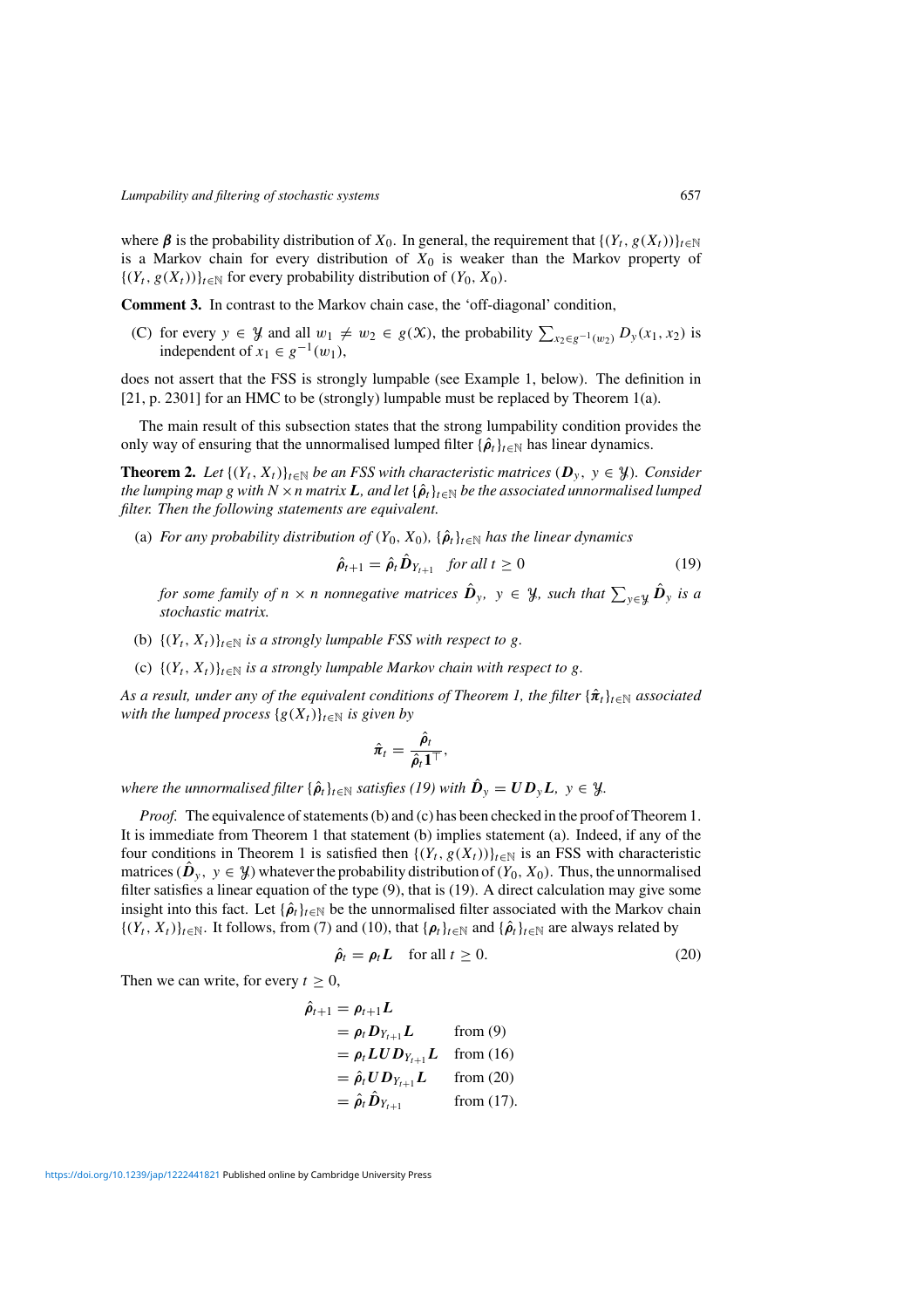where $\boldsymbol{\beta}$ is the probability distribution of $X_0$. In general, the requirement that $\{(Y_t, g(X_t))\}_{t\in\mathbb{N}}$ is a Markov chain for every distribution of $X_0$ is weaker than the Markov property of $\{(Y_t, g(X_t))\}_{t\in\mathbb{N}}$ for every probability distribution of $(Y_0, X_0)$.

**Comment 3.** In contrast to the Markov chain case, the 'off-diagonal' condition,

(C) for every $y \in \mathcal{Y}$ and all $w_1 \neq w_2 \in g(\mathcal{X})$, the probability $\sum_{x_2 \in g^{-1}(w_2)} D_y(x_1, x_2)$ is independent of $x_1 \in g^{-1}(w_1)$,

does not assert that the FSS is strongly lumpable (see Example 1, below). The definition in [21, p. 2301] for an HMC to be (strongly) lumpable must be replaced by Theorem 1(a).

The main result of this subsection states that the strong lumpability condition provides the only way of ensuring that the unnormalised lumped filter $\{\hat{\boldsymbol{\rho}}_t\}_{t\in\mathbb{N}}$ has linear dynamics.

**Theorem 2.** *Let $\{(Y_t, X_t)\}_{t\in\mathbb{N}}$ be an FSS with characteristic matrices $(\boldsymbol{D}_y,\ y \in \mathcal{Y})$. Consider the lumping map $g$ with $N \times n$ matrix $\boldsymbol{L}$, and let $\{\hat{\boldsymbol{\rho}}_t\}_{t\in\mathbb{N}}$ be the associated unnormalised lumped filter. Then the following statements are equivalent.*

(a) *For any probability distribution of $(Y_0, X_0)$, $\{\hat{\boldsymbol{\rho}}_t\}_{t\in\mathbb{N}}$ has the linear dynamics*

$$\hat{\boldsymbol{\rho}}_{t+1} = \hat{\boldsymbol{\rho}}_t \hat{\boldsymbol{D}}_{Y_{t+1}} \quad \text{for all } t \geq 0 \tag{19}$$

*for some family of $n \times n$ nonnegative matrices $\hat{\boldsymbol{D}}_y,\ y \in \mathcal{Y}$, such that $\sum_{y\in\mathcal{Y}} \hat{\boldsymbol{D}}_y$ is a stochastic matrix.*

(b) *$\{(Y_t, X_t)\}_{t\in\mathbb{N}}$ is a strongly lumpable FSS with respect to $g$.*

(c) *$\{(Y_t, X_t)\}_{t\in\mathbb{N}}$ is a strongly lumpable Markov chain with respect to $g$.*

*As a result, under any of the equivalent conditions of Theorem 1, the filter $\{\hat{\boldsymbol{\pi}}_t\}_{t\in\mathbb{N}}$ associated with the lumped process $\{g(X_t)\}_{t\in\mathbb{N}}$ is given by*

$$\hat{\boldsymbol{\pi}}_t = \frac{\hat{\boldsymbol{\rho}}_t}{\hat{\boldsymbol{\rho}}_t \boldsymbol{1}^\top},$$

*where the unnormalised filter $\{\hat{\boldsymbol{\rho}}_t\}_{t\in\mathbb{N}}$ satisfies (19) with $\hat{\boldsymbol{D}}_y = \boldsymbol{U}\boldsymbol{D}_y\boldsymbol{L},\ y \in \mathcal{Y}$.*

*Proof.* The equivalence of statements (b) and (c) has been checked in the proof of Theorem 1. It is immediate from Theorem 1 that statement (b) implies statement (a). Indeed, if any of the four conditions in Theorem 1 is satisfied then $\{(Y_t, g(X_t))\}_{t\in\mathbb{N}}$ is an FSS with characteristic matrices $(\hat{\boldsymbol{D}}_y,\ y \in \mathcal{Y})$ whatever the probability distribution of $(Y_0, X_0)$. Thus, the unnormalised filter satisfies a linear equation of the type (9), that is (19). A direct calculation may give some insight into this fact. Let $\{\hat{\boldsymbol{\rho}}_t\}_{t\in\mathbb{N}}$ be the unnormalised filter associated with the Markov chain $\{(Y_t, X_t)\}_{t\in\mathbb{N}}$. It follows, from (7) and (10), that $\{\boldsymbol{\rho}_t\}_{t\in\mathbb{N}}$ and $\{\hat{\boldsymbol{\rho}}_t\}_{t\in\mathbb{N}}$ are always related by

$$\hat{\boldsymbol{\rho}}_t = \boldsymbol{\rho}_t \boldsymbol{L} \quad \text{for all } t \geq 0. \tag{20}$$

Then we can write, for every $t \geq 0$,

$$\begin{aligned}
\hat{\boldsymbol{\rho}}_{t+1} &= \boldsymbol{\rho}_{t+1}\boldsymbol{L} \\
&= \boldsymbol{\rho}_t \boldsymbol{D}_{Y_{t+1}} \boldsymbol{L} && \text{from (9)} \\
&= \boldsymbol{\rho}_t \boldsymbol{L}\boldsymbol{U}\boldsymbol{D}_{Y_{t+1}} \boldsymbol{L} && \text{from (16)} \\
&= \hat{\boldsymbol{\rho}}_t \boldsymbol{U}\boldsymbol{D}_{Y_{t+1}} \boldsymbol{L} && \text{from (20)} \\
&= \hat{\boldsymbol{\rho}}_t \hat{\boldsymbol{D}}_{Y_{t+1}} && \text{from (17).}
\end{aligned}$$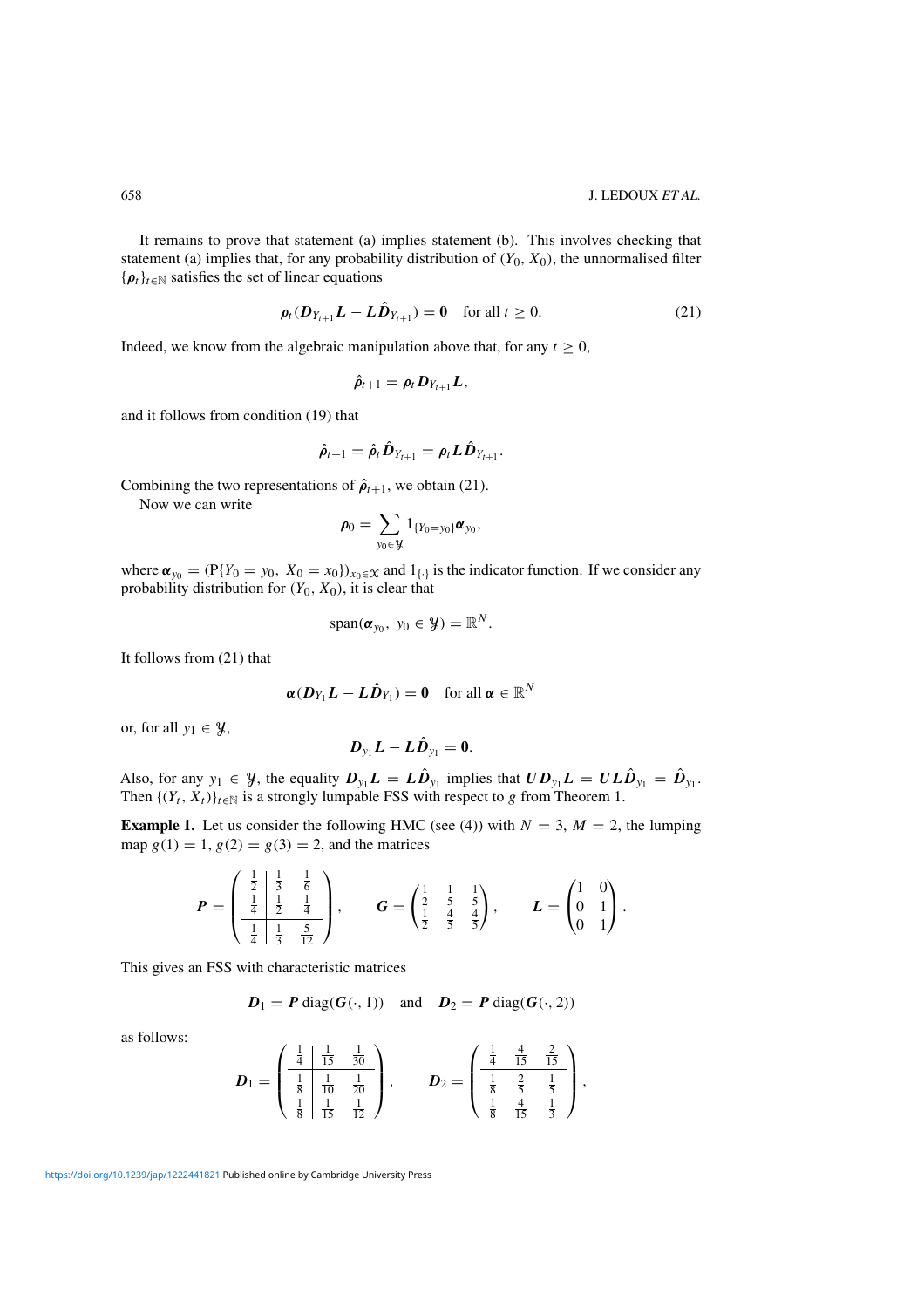It remains to prove that statement (a) implies statement (b). This involves checking that statement (a) implies that, for any probability distribution of $(Y_0, X_0)$, the unnormalised filter $\{\boldsymbol{\rho}_t\}_{t\in\mathbb{N}}$ satisfies the set of linear equations

$$\boldsymbol{\rho}_t(\boldsymbol{D}_{Y_{t+1}}\boldsymbol{L} - \boldsymbol{L}\hat{\boldsymbol{D}}_{Y_{t+1}}) = \boldsymbol{0} \quad \text{for all } t \geq 0. \tag{21}$$

Indeed, we know from the algebraic manipulation above that, for any $t \geq 0$,

$$\hat{\boldsymbol{\rho}}_{t+1} = \boldsymbol{\rho}_t \boldsymbol{D}_{Y_{t+1}}\boldsymbol{L},$$

and it follows from condition (19) that

$$\hat{\boldsymbol{\rho}}_{t+1} = \hat{\boldsymbol{\rho}}_t \hat{\boldsymbol{D}}_{Y_{t+1}} = \boldsymbol{\rho}_t \boldsymbol{L}\hat{\boldsymbol{D}}_{Y_{t+1}}.$$

Combining the two representations of $\hat{\boldsymbol{\rho}}_{t+1}$, we obtain (21).

Now we can write

$$\boldsymbol{\rho}_0 = \sum_{y_0\in\mathcal{Y}} 1_{\{Y_0=y_0\}}\boldsymbol{\alpha}_{y_0},$$

where $\boldsymbol{\alpha}_{y_0} = (\mathrm{P}\{Y_0 = y_0,\ X_0 = x_0\})_{x_0\in\mathcal{X}}$ and $1_{\{\cdot\}}$ is the indicator function. If we consider any probability distribution for $(Y_0, X_0)$, it is clear that

$$\operatorname{span}(\boldsymbol{\alpha}_{y_0},\ y_0 \in \mathcal{Y}) = \mathbb{R}^N.$$

It follows from (21) that

$$\boldsymbol{\alpha}(\boldsymbol{D}_{Y_1}\boldsymbol{L} - \boldsymbol{L}\hat{\boldsymbol{D}}_{Y_1}) = \boldsymbol{0} \quad \text{for all } \boldsymbol{\alpha} \in \mathbb{R}^N$$

or, for all $y_1 \in \mathcal{Y}$,

$$\boldsymbol{D}_{y_1}\boldsymbol{L} - \boldsymbol{L}\hat{\boldsymbol{D}}_{y_1} = \boldsymbol{0}.$$

Also, for any $y_1 \in \mathcal{Y}$, the equality $\boldsymbol{D}_{y_1}\boldsymbol{L} = \boldsymbol{L}\hat{\boldsymbol{D}}_{y_1}$ implies that $\boldsymbol{U}\boldsymbol{D}_{y_1}\boldsymbol{L} = \boldsymbol{U}\boldsymbol{L}\hat{\boldsymbol{D}}_{y_1} = \hat{\boldsymbol{D}}_{y_1}$. Then $\{(Y_t, X_t)\}_{t\in\mathbb{N}}$ is a strongly lumpable FSS with respect to $g$ from Theorem 1.

**Example 1.** Let us consider the following HMC (see (4)) with $N = 3$, $M = 2$, the lumping map $g(1) = 1$, $g(2) = g(3) = 2$, and the matrices

$$\boldsymbol{P} = \left(\begin{array}{c|cc} \frac{1}{2} & \frac{1}{3} & \frac{1}{6} \\ \frac{1}{4} & \frac{1}{2} & \frac{1}{4} \\ \hline \frac{1}{4} & \frac{1}{3} & \frac{5}{12} \end{array}\right), \qquad \boldsymbol{G} = \begin{pmatrix} \frac{1}{2} & \frac{1}{5} & \frac{1}{5} \\ \frac{1}{2} & \frac{4}{5} & \frac{4}{5} \end{pmatrix}, \qquad \boldsymbol{L} = \begin{pmatrix} 1 & 0 \\ 0 & 1 \\ 0 & 1 \end{pmatrix}.$$

This gives an FSS with characteristic matrices

$$\boldsymbol{D}_1 = \boldsymbol{P}\operatorname{diag}(\boldsymbol{G}(\cdot, 1)) \quad \text{and} \quad \boldsymbol{D}_2 = \boldsymbol{P}\operatorname{diag}(\boldsymbol{G}(\cdot, 2))$$

as follows:

$$\boldsymbol{D}_1 = \left(\begin{array}{c|cc} \frac{1}{4} & \frac{1}{15} & \frac{1}{30} \\ \hline \frac{1}{8} & \frac{1}{10} & \frac{1}{20} \\ \frac{1}{8} & \frac{1}{15} & \frac{1}{12} \end{array}\right), \qquad \boldsymbol{D}_2 = \left(\begin{array}{c|cc} \frac{1}{4} & \frac{4}{15} & \frac{2}{15} \\ \hline \frac{1}{8} & \frac{2}{5} & \frac{1}{5} \\ \frac{1}{8} & \frac{4}{15} & \frac{1}{3} \end{array}\right),$$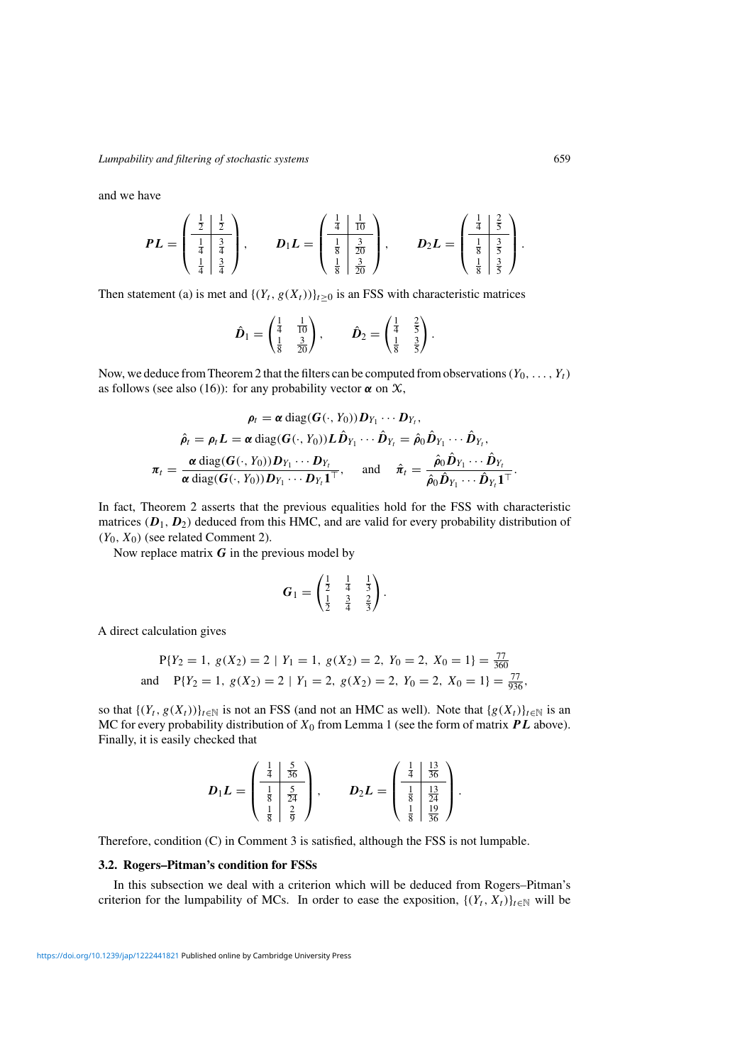and we have

$$\boldsymbol{P}\boldsymbol{L} = \left(\begin{array}{c|c} \frac{1}{2} & \frac{1}{2} \\ \hline \frac{1}{4} & \frac{3}{4} \\ \frac{1}{4} & \frac{3}{4} \end{array}\right), \qquad \boldsymbol{D}_1\boldsymbol{L} = \left(\begin{array}{c|c} \frac{1}{4} & \frac{1}{10} \\ \hline \frac{1}{8} & \frac{3}{20} \\ \frac{1}{8} & \frac{3}{20} \end{array}\right), \qquad \boldsymbol{D}_2\boldsymbol{L} = \left(\begin{array}{c|c} \frac{1}{4} & \frac{2}{5} \\ \hline \frac{1}{8} & \frac{3}{5} \\ \frac{1}{8} & \frac{3}{5} \end{array}\right).$$

Then statement (a) is met and $\{(Y_t, g(X_t))\}_{t\geq 0}$ is an FSS with characteristic matrices

$$\hat{\boldsymbol{D}}_1 = \begin{pmatrix} \frac{1}{4} & \frac{1}{10} \\ \frac{1}{8} & \frac{3}{20} \end{pmatrix}, \qquad \hat{\boldsymbol{D}}_2 = \begin{pmatrix} \frac{1}{4} & \frac{2}{5} \\ \frac{1}{8} & \frac{3}{5} \end{pmatrix}.$$

Now, we deduce from Theorem 2 that the filters can be computed from observations $(Y_0, \ldots, Y_t)$ as follows (see also (16)): for any probability vector $\boldsymbol{\alpha}$ on $\mathcal{X}$,

$$\boldsymbol{\rho}_t = \boldsymbol{\alpha}\,\mathrm{diag}(\boldsymbol{G}(\cdot, Y_0))\boldsymbol{D}_{Y_1}\cdots\boldsymbol{D}_{Y_t},$$

$$\hat{\boldsymbol{\rho}}_t = \boldsymbol{\rho}_t\boldsymbol{L} = \boldsymbol{\alpha}\,\mathrm{diag}(\boldsymbol{G}(\cdot, Y_0))\boldsymbol{L}\hat{\boldsymbol{D}}_{Y_1}\cdots\hat{\boldsymbol{D}}_{Y_t} = \hat{\boldsymbol{\rho}}_0\hat{\boldsymbol{D}}_{Y_1}\cdots\hat{\boldsymbol{D}}_{Y_t},$$

$$\boldsymbol{\pi}_t = \frac{\boldsymbol{\alpha}\,\mathrm{diag}(\boldsymbol{G}(\cdot, Y_0))\boldsymbol{D}_{Y_1}\cdots\boldsymbol{D}_{Y_t}}{\boldsymbol{\alpha}\,\mathrm{diag}(\boldsymbol{G}(\cdot, Y_0))\boldsymbol{D}_{Y_1}\cdots\boldsymbol{D}_{Y_t}\boldsymbol{1}^\top}, \quad \text{and} \quad \hat{\boldsymbol{\pi}}_t = \frac{\hat{\boldsymbol{\rho}}_0\hat{\boldsymbol{D}}_{Y_1}\cdots\hat{\boldsymbol{D}}_{Y_t}}{\hat{\boldsymbol{\rho}}_0\hat{\boldsymbol{D}}_{Y_1}\cdots\hat{\boldsymbol{D}}_{Y_t}\boldsymbol{1}^\top}.$$

In fact, Theorem 2 asserts that the previous equalities hold for the FSS with characteristic matrices $(\boldsymbol{D}_1, \boldsymbol{D}_2)$ deduced from this HMC, and are valid for every probability distribution of $(Y_0, X_0)$ (see related Comment 2).

Now replace matrix $\boldsymbol{G}$ in the previous model by

$$\boldsymbol{G}_1 = \begin{pmatrix} \frac{1}{2} & \frac{1}{4} & \frac{1}{3} \\ \frac{1}{2} & \frac{3}{4} & \frac{2}{3} \end{pmatrix}.$$

A direct calculation gives

$$\mathrm{P}\{Y_2 = 1,\ g(X_2) = 2 \mid Y_1 = 1,\ g(X_2) = 2,\ Y_0 = 2,\ X_0 = 1\} = \tfrac{77}{360}$$
$$\text{and} \quad \mathrm{P}\{Y_2 = 1,\ g(X_2) = 2 \mid Y_1 = 2,\ g(X_2) = 2,\ Y_0 = 2,\ X_0 = 1\} = \tfrac{77}{936},$$

so that $\{(Y_t, g(X_t))\}_{t\in\mathbb{N}}$ is not an FSS (and not an HMC as well). Note that $\{g(X_t)\}_{t\in\mathbb{N}}$ is an MC for every probability distribution of $X_0$ from Lemma 1 (see the form of matrix $\boldsymbol{P}\boldsymbol{L}$ above). Finally, it is easily checked that

$$\boldsymbol{D}_1\boldsymbol{L} = \left(\begin{array}{c|c} \frac{1}{4} & \frac{5}{36} \\ \hline \frac{1}{8} & \frac{5}{24} \\ \frac{1}{8} & \frac{2}{9} \end{array}\right), \qquad \boldsymbol{D}_2\boldsymbol{L} = \left(\begin{array}{c|c} \frac{1}{4} & \frac{13}{36} \\ \hline \frac{1}{8} & \frac{13}{24} \\ \frac{1}{8} & \frac{19}{36} \end{array}\right).$$

Therefore, condition (C) in Comment 3 is satisfied, although the FSS is not lumpable.

### 3.2. Rogers–Pitman's condition for FSSs

In this subsection we deal with a criterion which will be deduced from Rogers–Pitman's criterion for the lumpability of MCs. In order to ease the exposition, $\{(Y_t, X_t)\}_{t\in\mathbb{N}}$ will be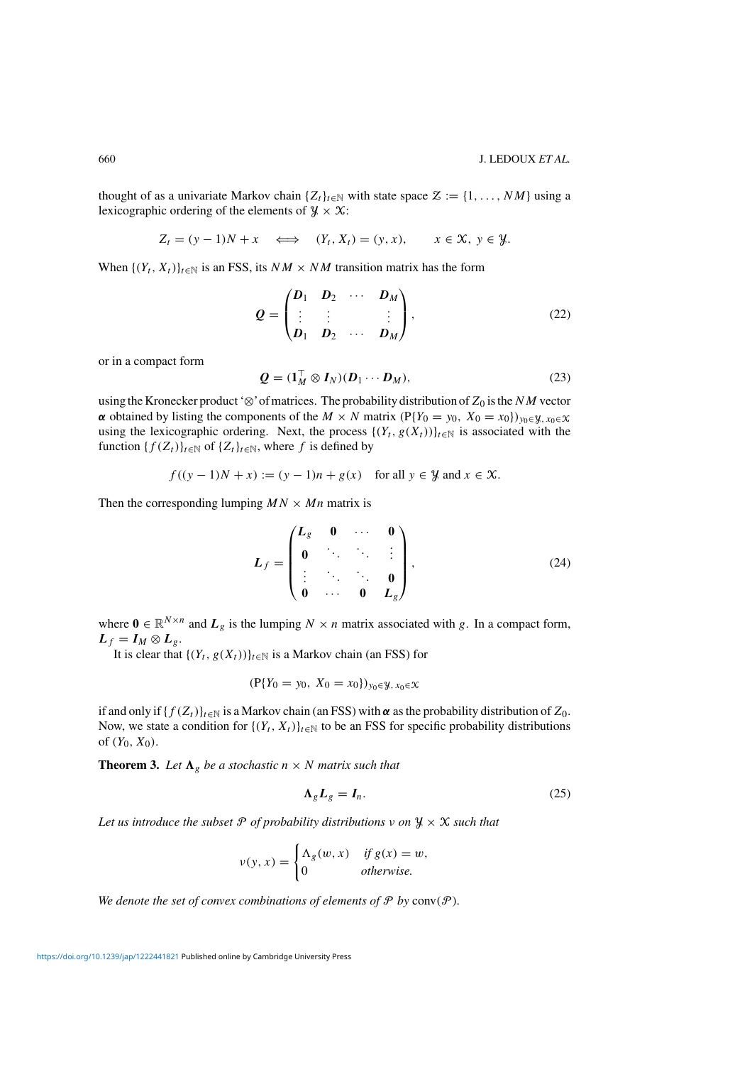thought of as a univariate Markov chain $\{Z_t\}_{t\in\mathbb{N}}$ with state space $\mathcal{Z} := \{1, \dots, NM\}$ using a lexicographic ordering of the elements of $\mathcal{Y} \times \mathcal{X}$:

$$Z_t = (y-1)N + x \quad \Longleftrightarrow \quad (Y_t, X_t) = (y, x), \qquad x \in \mathcal{X},\ y \in \mathcal{Y}.$$

When $\{(Y_t, X_t)\}_{t\in\mathbb{N}}$ is an FSS, its $NM \times NM$ transition matrix has the form

$$\boldsymbol{Q} = \begin{pmatrix} \boldsymbol{D}_1 & \boldsymbol{D}_2 & \cdots & \boldsymbol{D}_M \\ \vdots & \vdots & & \vdots \\ \boldsymbol{D}_1 & \boldsymbol{D}_2 & \cdots & \boldsymbol{D}_M \end{pmatrix}, \tag{22}$$

or in a compact form

$$\boldsymbol{Q} = (\boldsymbol{1}_M^\top \otimes \boldsymbol{I}_N)(\boldsymbol{D}_1 \cdots \boldsymbol{D}_M), \tag{23}$$

using the Kronecker product '$\otimes$' of matrices. The probability distribution of $Z_0$ is the $NM$ vector $\boldsymbol{\alpha}$ obtained by listing the components of the $M \times N$ matrix $(\mathrm{P}\{Y_0 = y_0,\ X_0 = x_0\})_{y_0\in\mathcal{Y},\, x_0\in\mathcal{X}}$ using the lexicographic ordering. Next, the process $\{(Y_t, g(X_t))\}_{t\in\mathbb{N}}$ is associated with the function $\{f(Z_t)\}_{t\in\mathbb{N}}$ of $\{Z_t\}_{t\in\mathbb{N}}$, where $f$ is defined by

$$f((y-1)N + x) := (y-1)n + g(x) \quad \text{for all } y \in \mathcal{Y} \text{ and } x \in \mathcal{X}.$$

Then the corresponding lumping $MN \times Mn$ matrix is

$$\boldsymbol{L}_f = \begin{pmatrix} \boldsymbol{L}_g & \boldsymbol{0} & \cdots & \boldsymbol{0} \\ \boldsymbol{0} & \ddots & \ddots & \vdots \\ \vdots & \ddots & \ddots & \boldsymbol{0} \\ \boldsymbol{0} & \cdots & \boldsymbol{0} & \boldsymbol{L}_g \end{pmatrix}, \tag{24}$$

where $\boldsymbol{0} \in \mathbb{R}^{N\times n}$ and $\boldsymbol{L}_g$ is the lumping $N \times n$ matrix associated with $g$. In a compact form, $\boldsymbol{L}_f = \boldsymbol{I}_M \otimes \boldsymbol{L}_g$.

It is clear that $\{(Y_t, g(X_t))\}_{t\in\mathbb{N}}$ is a Markov chain (an FSS) for

$$(\mathrm{P}\{Y_0 = y_0,\ X_0 = x_0\})_{y_0\in\mathcal{Y},\, x_0\in\mathcal{X}}$$

if and only if $\{f(Z_t)\}_{t\in\mathbb{N}}$ is a Markov chain (an FSS) with $\boldsymbol{\alpha}$ as the probability distribution of $Z_0$. Now, we state a condition for $\{(Y_t, X_t)\}_{t\in\mathbb{N}}$ to be an FSS for specific probability distributions of $(Y_0, X_0)$.

**Theorem 3.** *Let $\boldsymbol{\Lambda}_g$ be a stochastic $n \times N$ matrix such that*

$$\boldsymbol{\Lambda}_g \boldsymbol{L}_g = \boldsymbol{I}_n. \tag{25}$$

*Let us introduce the subset $\mathcal{P}$ of probability distributions $\nu$ on $\mathcal{Y} \times \mathcal{X}$ such that*

$$\nu(y, x) = \begin{cases} \Lambda_g(w, x) & \text{if } g(x) = w, \\ 0 & \text{otherwise.} \end{cases}$$

*We denote the set of convex combinations of elements of $\mathcal{P}$ by $\mathrm{conv}(\mathcal{P})$.*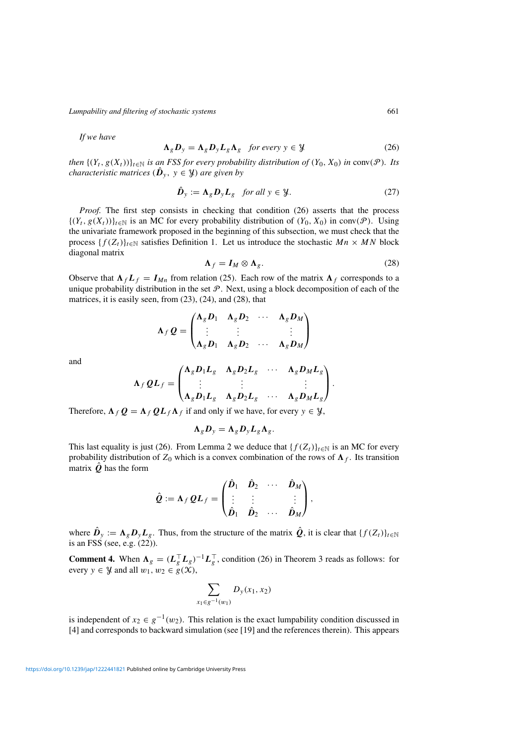*If we have*

$$\boldsymbol{\Lambda}_g \boldsymbol{D}_y = \boldsymbol{\Lambda}_g \boldsymbol{D}_y \boldsymbol{L}_g \boldsymbol{\Lambda}_g \quad \text{for every } y \in \mathcal{Y} \tag{26}$$

*then* $\{(Y_t, g(X_t))\}_{t\in\mathbb{N}}$ *is an FSS for every probability distribution of* $(Y_0, X_0)$ *in* $\operatorname{conv}(\mathcal{P})$*. Its characteristic matrices* $(\hat{\boldsymbol{D}}_y,\ y \in \mathcal{Y})$ *are given by*

$$\hat{\boldsymbol{D}}_y := \boldsymbol{\Lambda}_g \boldsymbol{D}_y \boldsymbol{L}_g \quad \text{for all } y \in \mathcal{Y}. \tag{27}$$

*Proof.* The first step consists in checking that condition (26) asserts that the process $\{(Y_t, g(X_t))\}_{t\in\mathbb{N}}$ is an MC for every probability distribution of $(Y_0, X_0)$ in $\operatorname{conv}(\mathcal{P})$. Using the univariate framework proposed in the beginning of this subsection, we must check that the process $\{f(Z_t)\}_{t\in\mathbb{N}}$ satisfies Definition 1. Let us introduce the stochastic $Mn \times MN$ block diagonal matrix

$$\boldsymbol{\Lambda}_f = \boldsymbol{I}_M \otimes \boldsymbol{\Lambda}_g. \tag{28}$$

Observe that $\boldsymbol{\Lambda}_f \boldsymbol{L}_f = \boldsymbol{I}_{Mn}$ from relation (25). Each row of the matrix $\boldsymbol{\Lambda}_f$ corresponds to a unique probability distribution in the set $\mathcal{P}$. Next, using a block decomposition of each of the matrices, it is easily seen, from (23), (24), and (28), that

$$\boldsymbol{\Lambda}_f \boldsymbol{Q} = \begin{pmatrix} \boldsymbol{\Lambda}_g \boldsymbol{D}_1 & \boldsymbol{\Lambda}_g \boldsymbol{D}_2 & \cdots & \boldsymbol{\Lambda}_g \boldsymbol{D}_M \\ \vdots & \vdots & & \vdots \\ \boldsymbol{\Lambda}_g \boldsymbol{D}_1 & \boldsymbol{\Lambda}_g \boldsymbol{D}_2 & \cdots & \boldsymbol{\Lambda}_g \boldsymbol{D}_M \end{pmatrix}$$

and

$$\boldsymbol{\Lambda}_f \boldsymbol{Q} \boldsymbol{L}_f = \begin{pmatrix} \boldsymbol{\Lambda}_g \boldsymbol{D}_1 \boldsymbol{L}_g & \boldsymbol{\Lambda}_g \boldsymbol{D}_2 \boldsymbol{L}_g & \cdots & \boldsymbol{\Lambda}_g \boldsymbol{D}_M \boldsymbol{L}_g \\ \vdots & \vdots & & \vdots \\ \boldsymbol{\Lambda}_g \boldsymbol{D}_1 \boldsymbol{L}_g & \boldsymbol{\Lambda}_g \boldsymbol{D}_2 \boldsymbol{L}_g & \cdots & \boldsymbol{\Lambda}_g \boldsymbol{D}_M \boldsymbol{L}_g \end{pmatrix}.$$

Therefore, $\boldsymbol{\Lambda}_f \boldsymbol{Q} = \boldsymbol{\Lambda}_f \boldsymbol{Q} \boldsymbol{L}_f \boldsymbol{\Lambda}_f$ if and only if we have, for every $y \in \mathcal{Y}$,

$$\boldsymbol{\Lambda}_g \boldsymbol{D}_y = \boldsymbol{\Lambda}_g \boldsymbol{D}_y \boldsymbol{L}_g \boldsymbol{\Lambda}_g.$$

This last equality is just (26). From Lemma 2 we deduce that $\{f(Z_t)\}_{t\in\mathbb{N}}$ is an MC for every probability distribution of $Z_0$ which is a convex combination of the rows of $\boldsymbol{\Lambda}_f$. Its transition matrix $\hat{\boldsymbol{Q}}$ has the form

$$\hat{\boldsymbol{Q}} := \boldsymbol{\Lambda}_f \boldsymbol{Q} \boldsymbol{L}_f = \begin{pmatrix} \hat{\boldsymbol{D}}_1 & \hat{\boldsymbol{D}}_2 & \cdots & \hat{\boldsymbol{D}}_M \\ \vdots & \vdots & & \vdots \\ \hat{\boldsymbol{D}}_1 & \hat{\boldsymbol{D}}_2 & \cdots & \hat{\boldsymbol{D}}_M \end{pmatrix},$$

where $\hat{\boldsymbol{D}}_y := \boldsymbol{\Lambda}_g \boldsymbol{D}_y \boldsymbol{L}_g$. Thus, from the structure of the matrix $\hat{\boldsymbol{Q}}$, it is clear that $\{f(Z_t)\}_{t\in\mathbb{N}}$ is an FSS (see, e.g. (22)).

**Comment 4.** When $\boldsymbol{\Lambda}_g = (\boldsymbol{L}_g^\top \boldsymbol{L}_g)^{-1} \boldsymbol{L}_g^\top$, condition (26) in Theorem 3 reads as follows: for every $y \in \mathcal{Y}$ and all $w_1, w_2 \in g(\mathcal{X})$,

$$\sum_{x_1 \in g^{-1}(w_1)} D_y(x_1, x_2)$$

is independent of $x_2 \in g^{-1}(w_2)$. This relation is the exact lumpability condition discussed in [4] and corresponds to backward simulation (see [19] and the references therein). This appears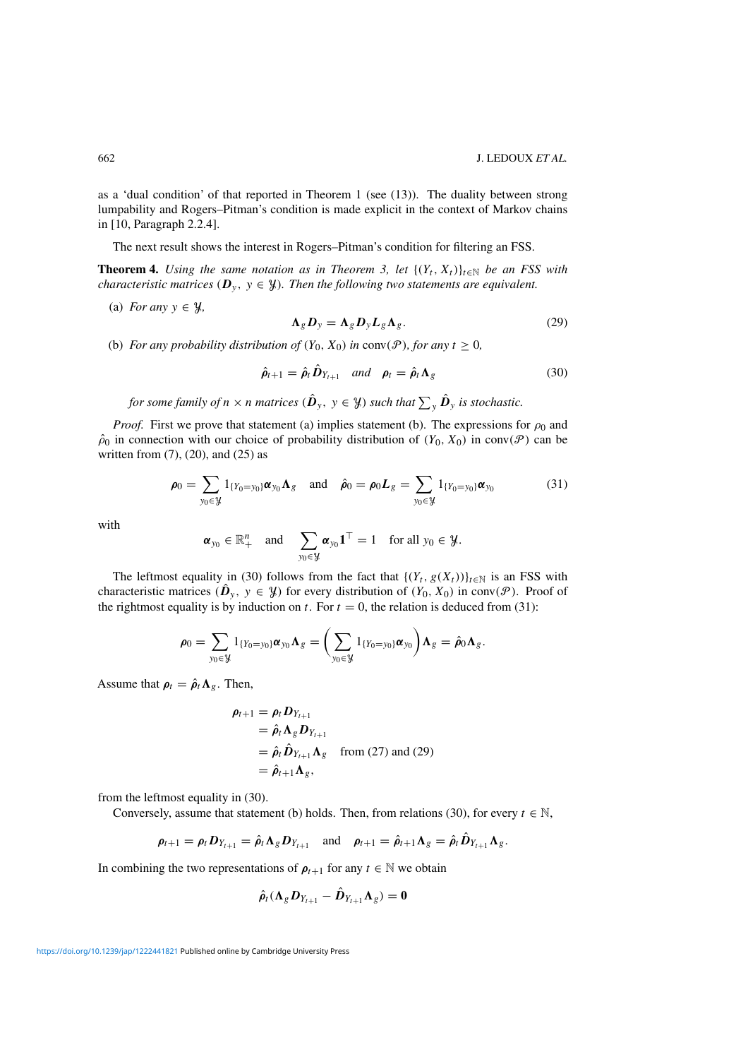as a 'dual condition' of that reported in Theorem 1 (see (13)). The duality between strong lumpability and Rogers–Pitman's condition is made explicit in the context of Markov chains in [10, Paragraph 2.2.4].

The next result shows the interest in Rogers–Pitman's condition for filtering an FSS.

**Theorem 4.** *Using the same notation as in Theorem 3, let $\{(Y_t, X_t)\}_{t\in\mathbb{N}}$ be an FSS with characteristic matrices $(\boldsymbol{D}_y,\ y \in \mathcal{Y})$. Then the following two statements are equivalent.*

(a) *For any $y \in \mathcal{Y}$,*

$$\boldsymbol{\Lambda}_g \boldsymbol{D}_y = \boldsymbol{\Lambda}_g \boldsymbol{D}_y \boldsymbol{L}_g \boldsymbol{\Lambda}_g. \tag{29}$$

(b) *For any probability distribution of $(Y_0, X_0)$ in $\operatorname{conv}(\mathcal{P})$, for any $t \geq 0$,*

$$\hat{\boldsymbol{\rho}}_{t+1} = \hat{\boldsymbol{\rho}}_t \hat{\boldsymbol{D}}_{Y_{t+1}} \quad \textit{and} \quad \boldsymbol{\rho}_t = \hat{\boldsymbol{\rho}}_t \boldsymbol{\Lambda}_g \tag{30}$$

*for some family of $n \times n$ matrices $(\hat{\boldsymbol{D}}_y,\ y \in \mathcal{Y})$ such that $\sum_y \hat{\boldsymbol{D}}_y$ is stochastic.*

*Proof.* First we prove that statement (a) implies statement (b). The expressions for $\rho_0$ and $\hat{\rho}_0$ in connection with our choice of probability distribution of $(Y_0, X_0)$ in $\operatorname{conv}(\mathcal{P})$ can be written from (7), (20), and (25) as

$$\boldsymbol{\rho}_0 = \sum_{y_0 \in \mathcal{Y}} 1_{\{Y_0 = y_0\}} \boldsymbol{\alpha}_{y_0} \boldsymbol{\Lambda}_g \quad \text{and} \quad \hat{\boldsymbol{\rho}}_0 = \boldsymbol{\rho}_0 \boldsymbol{L}_g = \sum_{y_0 \in \mathcal{Y}} 1_{\{Y_0 = y_0\}} \boldsymbol{\alpha}_{y_0} \tag{31}$$

with

$$\boldsymbol{\alpha}_{y_0} \in \mathbb{R}_+^n \quad \text{and} \quad \sum_{y_0 \in \mathcal{Y}} \boldsymbol{\alpha}_{y_0} \mathbf{1}^\top = 1 \quad \text{for all } y_0 \in \mathcal{Y}.$$

The leftmost equality in (30) follows from the fact that $\{(Y_t, g(X_t))\}_{t\in\mathbb{N}}$ is an FSS with characteristic matrices $(\hat{\boldsymbol{D}}_y,\ y \in \mathcal{Y})$ for every distribution of $(Y_0, X_0)$ in $\operatorname{conv}(\mathcal{P})$. Proof of the rightmost equality is by induction on $t$. For $t = 0$, the relation is deduced from (31):

$$\boldsymbol{\rho}_0 = \sum_{y_0 \in \mathcal{Y}} 1_{\{Y_0 = y_0\}} \boldsymbol{\alpha}_{y_0} \boldsymbol{\Lambda}_g = \left( \sum_{y_0 \in \mathcal{Y}} 1_{\{Y_0 = y_0\}} \boldsymbol{\alpha}_{y_0} \right) \boldsymbol{\Lambda}_g = \hat{\boldsymbol{\rho}}_0 \boldsymbol{\Lambda}_g.$$

Assume that $\boldsymbol{\rho}_t = \hat{\boldsymbol{\rho}}_t \boldsymbol{\Lambda}_g$. Then,

$$\begin{aligned}
\boldsymbol{\rho}_{t+1} &= \boldsymbol{\rho}_t \boldsymbol{D}_{Y_{t+1}} \\
&= \hat{\boldsymbol{\rho}}_t \boldsymbol{\Lambda}_g \boldsymbol{D}_{Y_{t+1}} \\
&= \hat{\boldsymbol{\rho}}_t \hat{\boldsymbol{D}}_{Y_{t+1}} \boldsymbol{\Lambda}_g \quad \text{from (27) and (29)} \\
&= \hat{\boldsymbol{\rho}}_{t+1} \boldsymbol{\Lambda}_g,
\end{aligned}$$

from the leftmost equality in (30).

Conversely, assume that statement (b) holds. Then, from relations (30), for every $t \in \mathbb{N}$,

$$\boldsymbol{\rho}_{t+1} = \boldsymbol{\rho}_t \boldsymbol{D}_{Y_{t+1}} = \hat{\boldsymbol{\rho}}_t \boldsymbol{\Lambda}_g \boldsymbol{D}_{Y_{t+1}} \quad \text{and} \quad \boldsymbol{\rho}_{t+1} = \hat{\boldsymbol{\rho}}_{t+1} \boldsymbol{\Lambda}_g = \hat{\boldsymbol{\rho}}_t \hat{\boldsymbol{D}}_{Y_{t+1}} \boldsymbol{\Lambda}_g.$$

In combining the two representations of $\boldsymbol{\rho}_{t+1}$ for any $t \in \mathbb{N}$ we obtain

$$\hat{\boldsymbol{\rho}}_t (\boldsymbol{\Lambda}_g \boldsymbol{D}_{Y_{t+1}} - \hat{\boldsymbol{D}}_{Y_{t+1}} \boldsymbol{\Lambda}_g) = \mathbf{0}$$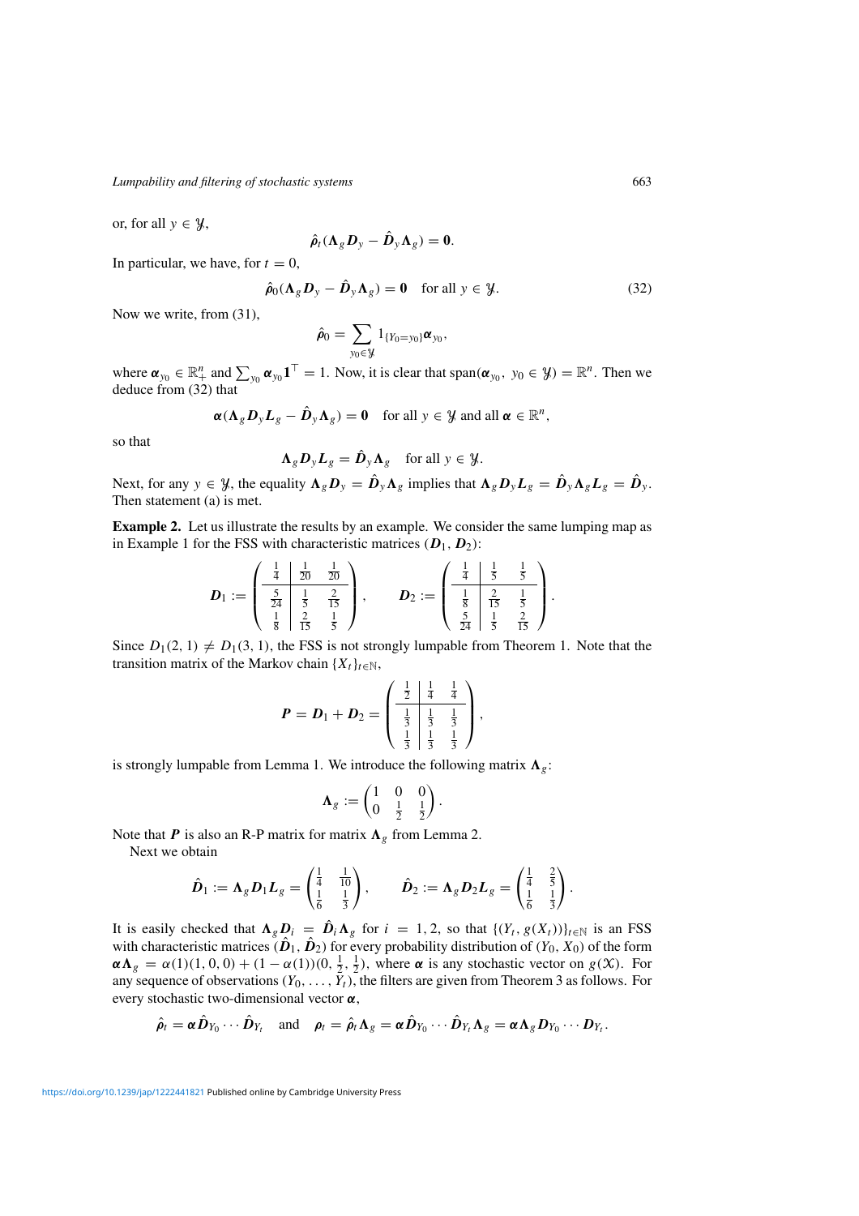or, for all $y \in \mathcal{Y}$,

$$\hat{\boldsymbol{\rho}}_t(\boldsymbol{\Lambda}_g \boldsymbol{D}_y - \hat{\boldsymbol{D}}_y \boldsymbol{\Lambda}_g) = \mathbf{0}.$$

In particular, we have, for $t = 0$,

$$\hat{\boldsymbol{\rho}}_0(\boldsymbol{\Lambda}_g \boldsymbol{D}_y - \hat{\boldsymbol{D}}_y \boldsymbol{\Lambda}_g) = \mathbf{0} \quad \text{for all } y \in \mathcal{Y}. \tag{32}$$

Now we write, from (31),

$$\hat{\boldsymbol{\rho}}_0 = \sum_{y_0 \in \mathcal{Y}} 1_{\{Y_0 = y_0\}} \boldsymbol{\alpha}_{y_0},$$

where $\boldsymbol{\alpha}_{y_0} \in \mathbb{R}^n_+$ and $\sum_{y_0} \boldsymbol{\alpha}_{y_0} \mathbf{1}^\top = 1$. Now, it is clear that $\operatorname{span}(\boldsymbol{\alpha}_{y_0},\ y_0 \in \mathcal{Y}) = \mathbb{R}^n$. Then we deduce from (32) that

$$\boldsymbol{\alpha}(\boldsymbol{\Lambda}_g \boldsymbol{D}_y \boldsymbol{L}_g - \hat{\boldsymbol{D}}_y \boldsymbol{\Lambda}_g) = \mathbf{0} \quad \text{for all } y \in \mathcal{Y} \text{ and all } \boldsymbol{\alpha} \in \mathbb{R}^n,$$

so that

$$\boldsymbol{\Lambda}_g \boldsymbol{D}_y \boldsymbol{L}_g = \hat{\boldsymbol{D}}_y \boldsymbol{\Lambda}_g \quad \text{for all } y \in \mathcal{Y}.$$

Next, for any $y \in \mathcal{Y}$, the equality $\boldsymbol{\Lambda}_g \boldsymbol{D}_y = \hat{\boldsymbol{D}}_y \boldsymbol{\Lambda}_g$ implies that $\boldsymbol{\Lambda}_g \boldsymbol{D}_y \boldsymbol{L}_g = \hat{\boldsymbol{D}}_y \boldsymbol{\Lambda}_g \boldsymbol{L}_g = \hat{\boldsymbol{D}}_y$. Then statement (a) is met.

**Example 2.** Let us illustrate the results by an example. We consider the same lumping map as in Example 1 for the FSS with characteristic matrices $(\boldsymbol{D}_1, \boldsymbol{D}_2)$:

$$\boldsymbol{D}_1 := \left(\begin{array}{c|cc} \frac{1}{4} & \frac{1}{20} & \frac{1}{20} \\ \hline \frac{5}{24} & \frac{1}{5} & \frac{2}{15} \\ \frac{1}{8} & \frac{2}{15} & \frac{1}{5} \end{array}\right), \qquad \boldsymbol{D}_2 := \left(\begin{array}{c|cc} \frac{1}{4} & \frac{1}{5} & \frac{1}{5} \\ \hline \frac{1}{8} & \frac{2}{15} & \frac{1}{5} \\ \frac{5}{24} & \frac{1}{5} & \frac{2}{15} \end{array}\right).$$

Since $D_1(2, 1) \neq D_1(3, 1)$, the FSS is not strongly lumpable from Theorem 1. Note that the transition matrix of the Markov chain $\{X_t\}_{t \in \mathbb{N}}$,

$$\boldsymbol{P} = \boldsymbol{D}_1 + \boldsymbol{D}_2 = \left(\begin{array}{c|cc} \frac{1}{2} & \frac{1}{4} & \frac{1}{4} \\ \hline \frac{1}{3} & \frac{1}{3} & \frac{1}{3} \\ \frac{1}{3} & \frac{1}{3} & \frac{1}{3} \end{array}\right),$$

is strongly lumpable from Lemma 1. We introduce the following matrix $\boldsymbol{\Lambda}_g$:

$$\boldsymbol{\Lambda}_g := \begin{pmatrix} 1 & 0 & 0 \\ 0 & \frac{1}{2} & \frac{1}{2} \end{pmatrix}.$$

Note that $\boldsymbol{P}$ is also an R-P matrix for matrix $\boldsymbol{\Lambda}_g$ from Lemma 2.

Next we obtain

$$\hat{\boldsymbol{D}}_1 := \boldsymbol{\Lambda}_g \boldsymbol{D}_1 \boldsymbol{L}_g = \begin{pmatrix} \frac{1}{4} & \frac{1}{10} \\ \frac{1}{6} & \frac{1}{3} \end{pmatrix}, \qquad \hat{\boldsymbol{D}}_2 := \boldsymbol{\Lambda}_g \boldsymbol{D}_2 \boldsymbol{L}_g = \begin{pmatrix} \frac{1}{4} & \frac{2}{5} \\ \frac{1}{6} & \frac{1}{3} \end{pmatrix}.$$

It is easily checked that $\boldsymbol{\Lambda}_g \boldsymbol{D}_i = \hat{\boldsymbol{D}}_i \boldsymbol{\Lambda}_g$ for $i = 1, 2$, so that $\{(Y_t, g(X_t))\}_{t \in \mathbb{N}}$ is an FSS with characteristic matrices $(\hat{\boldsymbol{D}}_1, \hat{\boldsymbol{D}}_2)$ for every probability distribution of $(Y_0, X_0)$ of the form $\boldsymbol{\alpha} \boldsymbol{\Lambda}_g = \alpha(1)(1, 0, 0) + (1 - \alpha(1))(0, \frac{1}{2}, \frac{1}{2})$, where $\boldsymbol{\alpha}$ is any stochastic vector on $g(\mathcal{X})$. For any sequence of observations $(Y_0, \dots, Y_t)$, the filters are given from Theorem 3 as follows. For every stochastic two-dimensional vector $\boldsymbol{\alpha}$,

$$\hat{\boldsymbol{\rho}}_t = \boldsymbol{\alpha} \hat{\boldsymbol{D}}_{Y_0} \cdots \hat{\boldsymbol{D}}_{Y_t} \quad \text{and} \quad \boldsymbol{\rho}_t = \hat{\boldsymbol{\rho}}_t \boldsymbol{\Lambda}_g = \boldsymbol{\alpha} \hat{\boldsymbol{D}}_{Y_0} \cdots \hat{\boldsymbol{D}}_{Y_t} \boldsymbol{\Lambda}_g = \boldsymbol{\alpha} \boldsymbol{\Lambda}_g \boldsymbol{D}_{Y_0} \cdots \boldsymbol{D}_{Y_t}.$$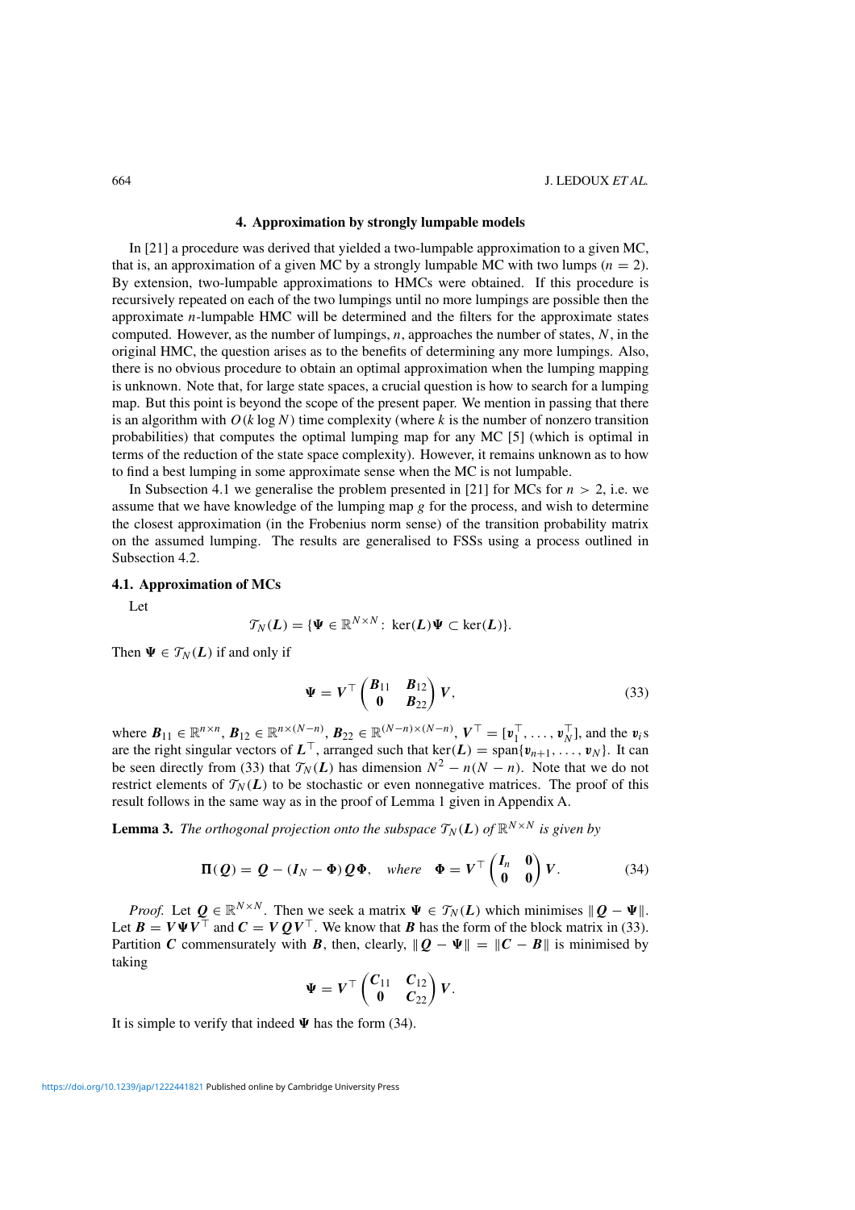### 4. Approximation by strongly lumpable models

In [21] a procedure was derived that yielded a two-lumpable approximation to a given MC, that is, an approximation of a given MC by a strongly lumpable MC with two lumps ($n = 2$). By extension, two-lumpable approximations to HMCs were obtained. If this procedure is recursively repeated on each of the two lumpings until no more lumpings are possible then the approximate $n$-lumpable HMC will be determined and the filters for the approximate states computed. However, as the number of lumpings, $n$, approaches the number of states, $N$, in the original HMC, the question arises as to the benefits of determining any more lumpings. Also, there is no obvious procedure to obtain an optimal approximation when the lumping mapping is unknown. Note that, for large state spaces, a crucial question is how to search for a lumping map. But this point is beyond the scope of the present paper. We mention in passing that there is an algorithm with $O(k \log N)$ time complexity (where $k$ is the number of nonzero transition probabilities) that computes the optimal lumping map for any MC [5] (which is optimal in terms of the reduction of the state space complexity). However, it remains unknown as to how to find a best lumping in some approximate sense when the MC is not lumpable.

In Subsection 4.1 we generalise the problem presented in [21] for MCs for $n > 2$, i.e. we assume that we have knowledge of the lumping map $g$ for the process, and wish to determine the closest approximation (in the Frobenius norm sense) of the transition probability matrix on the assumed lumping. The results are generalised to FSSs using a process outlined in Subsection 4.2.

#### 4.1. Approximation of MCs

Let

$$\mathcal{T}_N(\boldsymbol{L}) = \{\boldsymbol{\Psi} \in \mathbb{R}^{N\times N} :\ \ker(\boldsymbol{L})\boldsymbol{\Psi} \subset \ker(\boldsymbol{L})\}.$$

Then $\boldsymbol{\Psi} \in \mathcal{T}_N(\boldsymbol{L})$ if and only if

$$\boldsymbol{\Psi} = \boldsymbol{V}^\top \begin{pmatrix} \boldsymbol{B}_{11} & \boldsymbol{B}_{12} \\ \boldsymbol{0} & \boldsymbol{B}_{22} \end{pmatrix} \boldsymbol{V}, \tag{33}$$

where $\boldsymbol{B}_{11} \in \mathbb{R}^{n\times n}$, $\boldsymbol{B}_{12} \in \mathbb{R}^{n\times(N-n)}$, $\boldsymbol{B}_{22} \in \mathbb{R}^{(N-n)\times(N-n)}$, $\boldsymbol{V}^\top = [\boldsymbol{v}_1^\top, \dots, \boldsymbol{v}_N^\top]$, and the $\boldsymbol{v}_i$s are the right singular vectors of $\boldsymbol{L}^\top$, arranged such that $\ker(\boldsymbol{L}) = \operatorname{span}\{\boldsymbol{v}_{n+1}, \dots, \boldsymbol{v}_N\}$. It can be seen directly from (33) that $\mathcal{T}_N(\boldsymbol{L})$ has dimension $N^2 - n(N-n)$. Note that we do not restrict elements of $\mathcal{T}_N(\boldsymbol{L})$ to be stochastic or even nonnegative matrices. The proof of this result follows in the same way as in the proof of Lemma 1 given in Appendix A.

**Lemma 3.** *The orthogonal projection onto the subspace $\mathcal{T}_N(\boldsymbol{L})$ of $\mathbb{R}^{N\times N}$ is given by*

$$\boldsymbol{\Pi}(\boldsymbol{Q}) = \boldsymbol{Q} - (\boldsymbol{I}_N - \boldsymbol{\Phi})\boldsymbol{Q}\boldsymbol{\Phi}, \quad \textit{where} \quad \boldsymbol{\Phi} = \boldsymbol{V}^\top \begin{pmatrix} \boldsymbol{I}_n & \boldsymbol{0} \\ \boldsymbol{0} & \boldsymbol{0} \end{pmatrix} \boldsymbol{V}. \tag{34}$$

*Proof.* Let $\boldsymbol{Q} \in \mathbb{R}^{N\times N}$. Then we seek a matrix $\boldsymbol{\Psi} \in \mathcal{T}_N(\boldsymbol{L})$ which minimises $\|\boldsymbol{Q} - \boldsymbol{\Psi}\|$. Let $\boldsymbol{B} = \boldsymbol{V}\boldsymbol{\Psi}\boldsymbol{V}^\top$ and $\boldsymbol{C} = \boldsymbol{V}\boldsymbol{Q}\boldsymbol{V}^\top$. We know that $\boldsymbol{B}$ has the form of the block matrix in (33). Partition $\boldsymbol{C}$ commensurately with $\boldsymbol{B}$, then, clearly, $\|\boldsymbol{Q} - \boldsymbol{\Psi}\| = \|\boldsymbol{C} - \boldsymbol{B}\|$ is minimised by taking

$$\boldsymbol{\Psi} = \boldsymbol{V}^\top \begin{pmatrix} \boldsymbol{C}_{11} & \boldsymbol{C}_{12} \\ \boldsymbol{0} & \boldsymbol{C}_{22} \end{pmatrix} \boldsymbol{V}.$$

It is simple to verify that indeed $\boldsymbol{\Psi}$ has the form (34).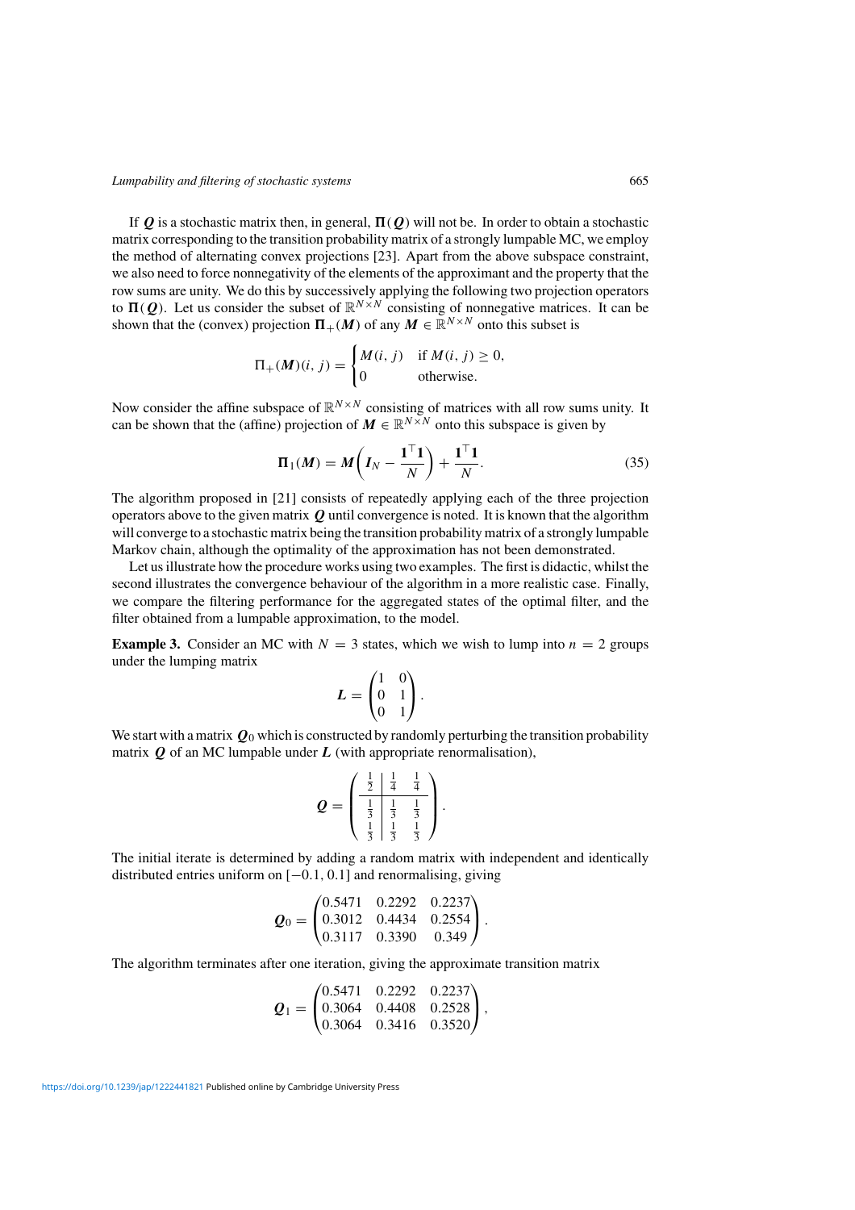If $\boldsymbol{Q}$ is a stochastic matrix then, in general, $\boldsymbol{\Pi}(\boldsymbol{Q})$ will not be. In order to obtain a stochastic matrix corresponding to the transition probability matrix of a strongly lumpable MC, we employ the method of alternating convex projections [23]. Apart from the above subspace constraint, we also need to force nonnegativity of the elements of the approximant and the property that the row sums are unity. We do this by successively applying the following two projection operators to $\boldsymbol{\Pi}(\boldsymbol{Q})$. Let us consider the subset of $\mathbb{R}^{N\times N}$ consisting of nonnegative matrices. It can be shown that the (convex) projection $\boldsymbol{\Pi}_+(\boldsymbol{M})$ of any $\boldsymbol{M} \in \mathbb{R}^{N\times N}$ onto this subset is

$$\Pi_+(\boldsymbol{M})(i,j) = \begin{cases} M(i,j) & \text{if } M(i,j) \geq 0, \\ 0 & \text{otherwise.} \end{cases}$$

Now consider the affine subspace of $\mathbb{R}^{N\times N}$ consisting of matrices with all row sums unity. It can be shown that the (affine) projection of $\boldsymbol{M} \in \mathbb{R}^{N\times N}$ onto this subspace is given by

$$\boldsymbol{\Pi}_1(\boldsymbol{M}) = \boldsymbol{M}\left(\boldsymbol{I}_N - \frac{\boldsymbol{1}^\top\boldsymbol{1}}{N}\right) + \frac{\boldsymbol{1}^\top\boldsymbol{1}}{N}. \tag{35}$$

The algorithm proposed in [21] consists of repeatedly applying each of the three projection operators above to the given matrix $\boldsymbol{Q}$ until convergence is noted. It is known that the algorithm will converge to a stochastic matrix being the transition probability matrix of a strongly lumpable Markov chain, although the optimality of the approximation has not been demonstrated.

Let us illustrate how the procedure works using two examples. The first is didactic, whilst the second illustrates the convergence behaviour of the algorithm in a more realistic case. Finally, we compare the filtering performance for the aggregated states of the optimal filter, and the filter obtained from a lumpable approximation, to the model.

**Example 3.** Consider an MC with $N = 3$ states, which we wish to lump into $n = 2$ groups under the lumping matrix

$$\boldsymbol{L} = \begin{pmatrix} 1 & 0 \\ 0 & 1 \\ 0 & 1 \end{pmatrix}.$$

We start with a matrix $\boldsymbol{Q}_0$ which is constructed by randomly perturbing the transition probability matrix $\boldsymbol{Q}$ of an MC lumpable under $\boldsymbol{L}$ (with appropriate renormalisation),

$$\boldsymbol{Q} = \left(\begin{array}{c|cc} \frac{1}{2} & \frac{1}{4} & \frac{1}{4} \\ \hline \frac{1}{3} & \frac{1}{3} & \frac{1}{3} \\ \frac{1}{3} & \frac{1}{3} & \frac{1}{3} \end{array}\right).$$

The initial iterate is determined by adding a random matrix with independent and identically distributed entries uniform on $[-0.1, 0.1]$ and renormalising, giving

$$\boldsymbol{Q}_0 = \begin{pmatrix} 0.5471 & 0.2292 & 0.2237 \\ 0.3012 & 0.4434 & 0.2554 \\ 0.3117 & 0.3390 & 0.349 \end{pmatrix}.$$

The algorithm terminates after one iteration, giving the approximate transition matrix

$$\boldsymbol{Q}_1 = \begin{pmatrix} 0.5471 & 0.2292 & 0.2237 \\ 0.3064 & 0.4408 & 0.2528 \\ 0.3064 & 0.3416 & 0.3520 \end{pmatrix},$$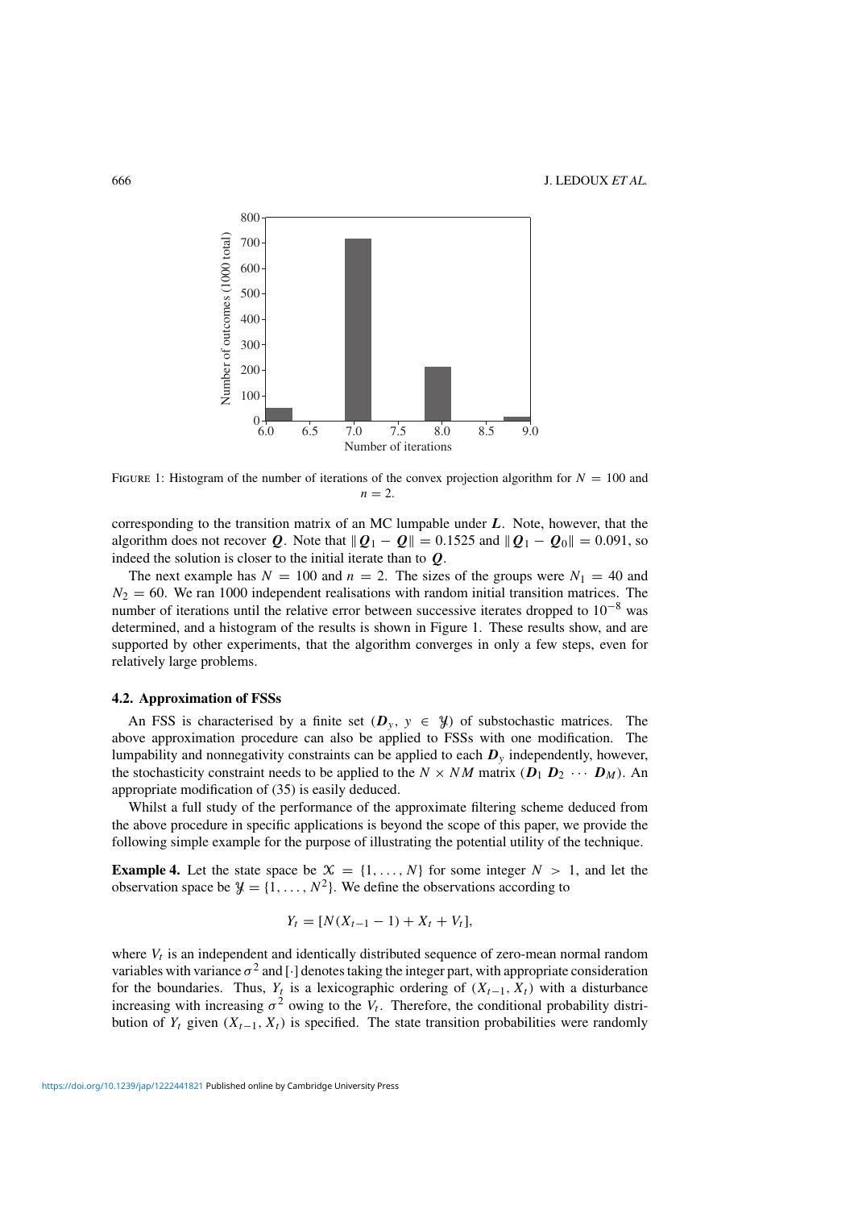FIGURE 1: Histogram of the number of iterations of the convex projection algorithm for $N = 100$ and $n = 2$.

corresponding to the transition matrix of an MC lumpable under $\boldsymbol{L}$. Note, however, that the algorithm does not recover $\boldsymbol{Q}$. Note that $\|\boldsymbol{Q}_1 - \boldsymbol{Q}\| = 0.1525$ and $\|\boldsymbol{Q}_1 - \boldsymbol{Q}_0\| = 0.091$, so indeed the solution is closer to the initial iterate than to $\boldsymbol{Q}$.

The next example has $N = 100$ and $n = 2$. The sizes of the groups were $N_1 = 40$ and $N_2 = 60$. We ran 1000 independent realisations with random initial transition matrices. The number of iterations until the relative error between successive iterates dropped to $10^{-8}$ was determined, and a histogram of the results is shown in Figure 1. These results show, and are supported by other experiments, that the algorithm converges in only a few steps, even for relatively large problems.

### 4.2. Approximation of FSSs

An FSS is characterised by a finite set $(\boldsymbol{D}_y, y \in \mathcal{Y})$ of substochastic matrices. The above approximation procedure can also be applied to FSSs with one modification. The lumpability and nonnegativity constraints can be applied to each $\boldsymbol{D}_y$ independently, however, the stochasticity constraint needs to be applied to the $N \times NM$ matrix $(\boldsymbol{D}_1\ \boldsymbol{D}_2\ \cdots\ \boldsymbol{D}_M)$. An appropriate modification of (35) is easily deduced.

Whilst a full study of the performance of the approximate filtering scheme deduced from the above procedure in specific applications is beyond the scope of this paper, we provide the following simple example for the purpose of illustrating the potential utility of the technique.

**Example 4.** Let the state space be $\mathcal{X} = \{1, \ldots, N\}$ for some integer $N > 1$, and let the observation space be $\mathcal{Y} = \{1, \ldots, N^2\}$. We define the observations according to

$$Y_t = [N(X_{t-1} - 1) + X_t + V_t],$$

where $V_t$ is an independent and identically distributed sequence of zero-mean normal random variables with variance $\sigma^2$ and $[\cdot]$ denotes taking the integer part, with appropriate consideration for the boundaries. Thus, $Y_t$ is a lexicographic ordering of $(X_{t-1}, X_t)$ with a disturbance increasing with increasing $\sigma^2$ owing to the $V_t$. Therefore, the conditional probability distribution of $Y_t$ given $(X_{t-1}, X_t)$ is specified. The state transition probabilities were randomly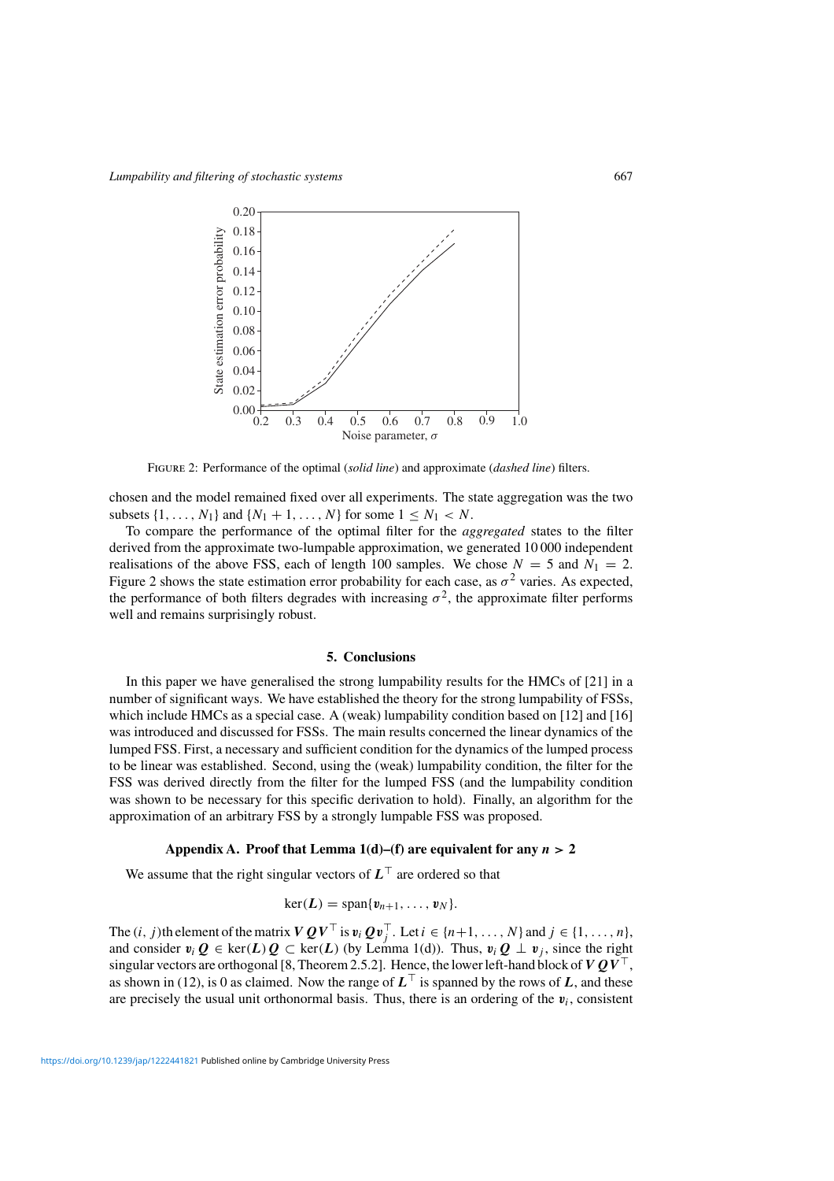FIGURE 2: Performance of the optimal (*solid line*) and approximate (*dashed line*) filters.

chosen and the model remained fixed over all experiments. The state aggregation was the two subsets $\{1, \ldots, N_1\}$ and $\{N_1 + 1, \ldots, N\}$ for some $1 \leq N_1 < N$.

To compare the performance of the optimal filter for the *aggregated* states to the filter derived from the approximate two-lumpable approximation, we generated 10 000 independent realisations of the above FSS, each of length 100 samples. We chose $N = 5$ and $N_1 = 2$. Figure 2 shows the state estimation error probability for each case, as $\sigma^2$ varies. As expected, the performance of both filters degrades with increasing $\sigma^2$, the approximate filter performs well and remains surprisingly robust.

## 5. Conclusions

In this paper we have generalised the strong lumpability results for the HMCs of [21] in a number of significant ways. We have established the theory for the strong lumpability of FSSs, which include HMCs as a special case. A (weak) lumpability condition based on [12] and [16] was introduced and discussed for FSSs. The main results concerned the linear dynamics of the lumped FSS. First, a necessary and sufficient condition for the dynamics of the lumped process to be linear was established. Second, using the (weak) lumpability condition, the filter for the FSS was derived directly from the filter for the lumped FSS (and the lumpability condition was shown to be necessary for this specific derivation to hold). Finally, an algorithm for the approximation of an arbitrary FSS by a strongly lumpable FSS was proposed.

## Appendix A. Proof that Lemma 1(d)–(f) are equivalent for any $n > 2$

We assume that the right singular vectors of $\boldsymbol{L}^\top$ are ordered so that

$$\ker(\boldsymbol{L}) = \operatorname{span}\{\boldsymbol{v}_{n+1}, \ldots, \boldsymbol{v}_N\}.$$

The $(i, j)$th element of the matrix $\boldsymbol{V}\boldsymbol{Q}\boldsymbol{V}^\top$ is $\boldsymbol{v}_i\boldsymbol{Q}\boldsymbol{v}_j^\top$. Let $i \in \{n+1, \ldots, N\}$ and $j \in \{1, \ldots, n\}$, and consider $\boldsymbol{v}_i\boldsymbol{Q} \in \ker(\boldsymbol{L})\boldsymbol{Q} \subset \ker(\boldsymbol{L})$ (by Lemma 1(d)). Thus, $\boldsymbol{v}_i\boldsymbol{Q} \perp \boldsymbol{v}_j$, since the right singular vectors are orthogonal [8, Theorem 2.5.2]. Hence, the lower left-hand block of $\boldsymbol{V}\boldsymbol{Q}\boldsymbol{V}^\top$, as shown in (12), is 0 as claimed. Now the range of $\boldsymbol{L}^\top$ is spanned by the rows of $\boldsymbol{L}$, and these are precisely the usual unit orthonormal basis. Thus, there is an ordering of the $\boldsymbol{v}_i$, consistent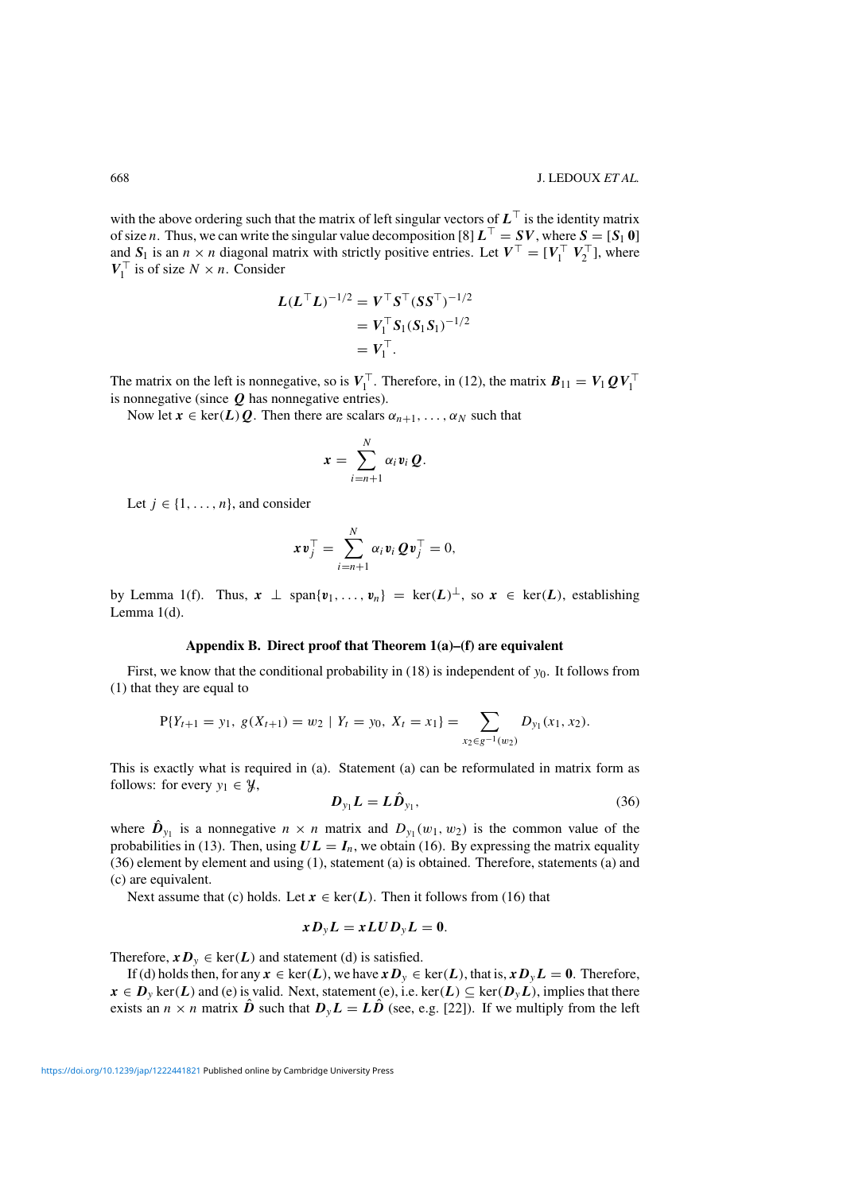with the above ordering such that the matrix of left singular vectors of $\boldsymbol{L}^\top$ is the identity matrix of size $n$. Thus, we can write the singular value decomposition [8] $\boldsymbol{L}^\top = \boldsymbol{S}\boldsymbol{V}$, where $\boldsymbol{S} = [\boldsymbol{S}_1\ \boldsymbol{0}]$ and $\boldsymbol{S}_1$ is an $n \times n$ diagonal matrix with strictly positive entries. Let $\boldsymbol{V}^\top = [\boldsymbol{V}_1^\top\ \boldsymbol{V}_2^\top]$, where $\boldsymbol{V}_1^\top$ is of size $N \times n$. Consider

$$
\begin{aligned}
\boldsymbol{L}(\boldsymbol{L}^\top\boldsymbol{L})^{-1/2} &= \boldsymbol{V}^\top\boldsymbol{S}^\top(\boldsymbol{S}\boldsymbol{S}^\top)^{-1/2} \\
&= \boldsymbol{V}_1^\top\boldsymbol{S}_1(\boldsymbol{S}_1\boldsymbol{S}_1)^{-1/2} \\
&= \boldsymbol{V}_1^\top.
\end{aligned}
$$

The matrix on the left is nonnegative, so is $\boldsymbol{V}_1^\top$. Therefore, in (12), the matrix $\boldsymbol{B}_{11} = \boldsymbol{V}_1\boldsymbol{Q}\boldsymbol{V}_1^\top$ is nonnegative (since $\boldsymbol{Q}$ has nonnegative entries).

Now let $\boldsymbol{x} \in \ker(\boldsymbol{L})\boldsymbol{Q}$. Then there are scalars $\alpha_{n+1}, \dots, \alpha_N$ such that

$$
\boldsymbol{x} = \sum_{i=n+1}^{N} \alpha_i \boldsymbol{v}_i \boldsymbol{Q}.
$$

Let $j \in \{1, \dots, n\}$, and consider

$$
\boldsymbol{x}\boldsymbol{v}_j^\top = \sum_{i=n+1}^{N} \alpha_i \boldsymbol{v}_i \boldsymbol{Q}\boldsymbol{v}_j^\top = 0,
$$

by Lemma 1(f). Thus, $\boldsymbol{x} \perp \operatorname{span}\{\boldsymbol{v}_1, \dots, \boldsymbol{v}_n\} = \ker(\boldsymbol{L})^\perp$, so $\boldsymbol{x} \in \ker(\boldsymbol{L})$, establishing Lemma 1(d).

## Appendix B. Direct proof that Theorem 1(a)–(f) are equivalent

First, we know that the conditional probability in (18) is independent of $y_0$. It follows from (1) that they are equal to

$$
\mathrm{P}\{Y_{t+1} = y_1,\ g(X_{t+1}) = w_2 \mid Y_t = y_0,\ X_t = x_1\} = \sum_{x_2 \in g^{-1}(w_2)} D_{y_1}(x_1, x_2).
$$

This is exactly what is required in (a). Statement (a) can be reformulated in matrix form as follows: for every $y_1 \in \mathcal{Y}$,

$$
\boldsymbol{D}_{y_1}\boldsymbol{L} = \boldsymbol{L}\hat{\boldsymbol{D}}_{y_1}, \tag{36}
$$

where $\hat{\boldsymbol{D}}_{y_1}$ is a nonnegative $n \times n$ matrix and $D_{y_1}(w_1, w_2)$ is the common value of the probabilities in (13). Then, using $\boldsymbol{U}\boldsymbol{L} = \boldsymbol{I}_n$, we obtain (16). By expressing the matrix equality (36) element by element and using (1), statement (a) is obtained. Therefore, statements (a) and (c) are equivalent.

Next assume that (c) holds. Let $\boldsymbol{x} \in \ker(\boldsymbol{L})$. Then it follows from (16) that

$$
\boldsymbol{x}\boldsymbol{D}_y\boldsymbol{L} = \boldsymbol{x}\boldsymbol{L}\boldsymbol{U}\boldsymbol{D}_y\boldsymbol{L} = \boldsymbol{0}.
$$

Therefore, $\boldsymbol{x}\boldsymbol{D}_y \in \ker(\boldsymbol{L})$ and statement (d) is satisfied.

If (d) holds then, for any $\boldsymbol{x} \in \ker(\boldsymbol{L})$, we have $\boldsymbol{x}\boldsymbol{D}_y \in \ker(\boldsymbol{L})$, that is, $\boldsymbol{x}\boldsymbol{D}_y\boldsymbol{L} = \boldsymbol{0}$. Therefore, $\boldsymbol{x} \in \boldsymbol{D}_y \ker(\boldsymbol{L})$ and (e) is valid. Next, statement (e), i.e. $\ker(\boldsymbol{L}) \subseteq \ker(\boldsymbol{D}_y\boldsymbol{L})$, implies that there exists an $n \times n$ matrix $\hat{\boldsymbol{D}}$ such that $\boldsymbol{D}_y\boldsymbol{L} = \boldsymbol{L}\hat{\boldsymbol{D}}$ (see, e.g. [22]). If we multiply from the left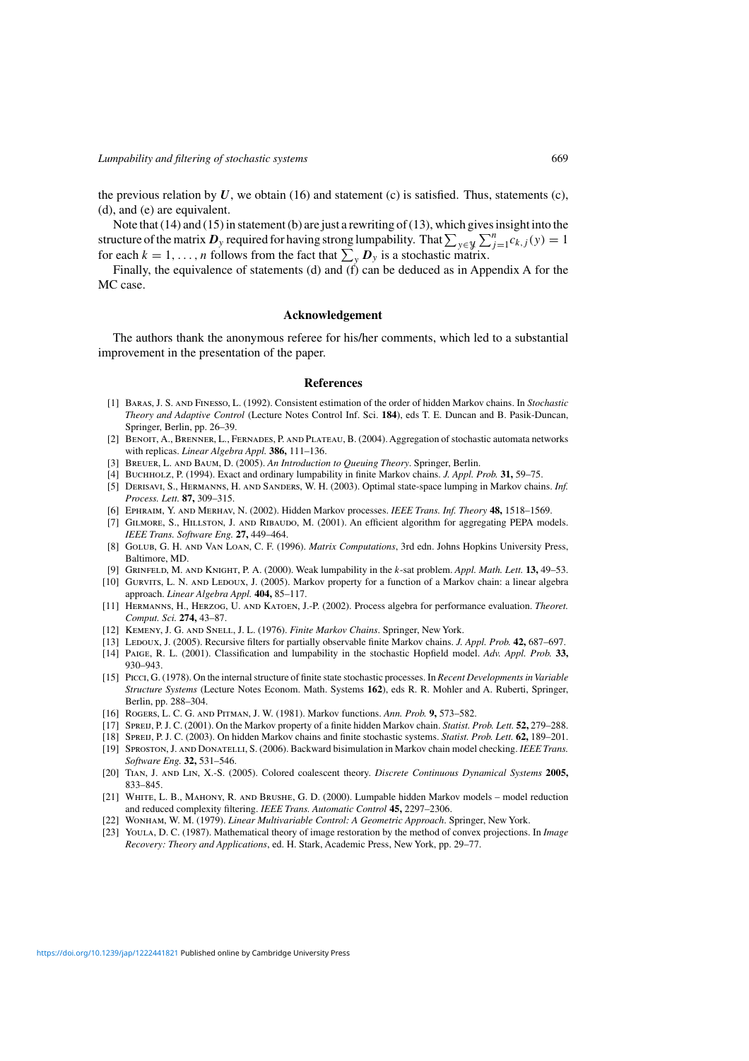the previous relation by $\boldsymbol{U}$, we obtain (16) and statement (c) is satisfied. Thus, statements (c), (d), and (e) are equivalent.

Note that (14) and (15) in statement (b) are just a rewriting of (13), which gives insight into the structure of the matrix $\boldsymbol{D}_y$ required for having strong lumpability. That $\sum_{y \in \mathcal{Y}} \sum_{j=1}^{n} c_{k,j}(y) = 1$ for each $k = 1, \ldots, n$ follows from the fact that $\sum_y \boldsymbol{D}_y$ is a stochastic matrix.

Finally, the equivalence of statements (d) and (f) can be deduced as in Appendix A for the MC case.

## Acknowledgement

The authors thank the anonymous referee for his/her comments, which led to a substantial improvement in the presentation of the paper.

## References

[1] Baras, J. S. and Finesso, L. (1992). Consistent estimation of the order of hidden Markov chains. In *Stochastic Theory and Adaptive Control* (Lecture Notes Control Inf. Sci. **184**), eds T. E. Duncan and B. Pasik-Duncan, Springer, Berlin, pp. 26–39.

[2] Benoit, A., Brenner, L., Fernades, P. and Plateau, B. (2004). Aggregation of stochastic automata networks with replicas. *Linear Algebra Appl.* **386,** 111–136.

[3] Breuer, L. and Baum, D. (2005). *An Introduction to Queuing Theory*. Springer, Berlin.

[4] Buchholz, P. (1994). Exact and ordinary lumpability in finite Markov chains. *J. Appl. Prob.* **31,** 59–75.

[5] Derisavi, S., Hermanns, H. and Sanders, W. H. (2003). Optimal state-space lumping in Markov chains. *Inf. Process. Lett.* **87,** 309–315.

[6] Ephraim, Y. and Merhav, N. (2002). Hidden Markov processes. *IEEE Trans. Inf. Theory* **48,** 1518–1569.

[7] Gilmore, S., Hillston, J. and Ribaudo, M. (2001). An efficient algorithm for aggregating PEPA models. *IEEE Trans. Software Eng.* **27,** 449–464.

[8] Golub, G. H. and Van Loan, C. F. (1996). *Matrix Computations*, 3rd edn. Johns Hopkins University Press, Baltimore, MD.

[9] Grinfeld, M. and Knight, P. A. (2000). Weak lumpability in the $k$-sat problem. *Appl. Math. Lett.* **13,** 49–53.

[10] Gurvits, L. N. and Ledoux, J. (2005). Markov property for a function of a Markov chain: a linear algebra approach. *Linear Algebra Appl.* **404,** 85–117.

[11] Hermanns, H., Herzog, U. and Katoen, J.-P. (2002). Process algebra for performance evaluation. *Theoret. Comput. Sci.* **274,** 43–87.

[12] Kemeny, J. G. and Snell, J. L. (1976). *Finite Markov Chains*. Springer, New York.

[13] Ledoux, J. (2005). Recursive filters for partially observable finite Markov chains. *J. Appl. Prob.* **42,** 687–697.

[14] Paige, R. L. (2001). Classification and lumpability in the stochastic Hopfield model. *Adv. Appl. Prob.* **33,** 930–943.

[15] Picci, G. (1978). On the internal structure of finite state stochastic processes. In *Recent Developments in Variable Structure Systems* (Lecture Notes Econom. Math. Systems **162**), eds R. R. Mohler and A. Ruberti, Springer, Berlin, pp. 288–304.

[16] Rogers, L. C. G. and Pitman, J. W. (1981). Markov functions. *Ann. Prob.* **9,** 573–582.

[17] Spreij, P. J. C. (2001). On the Markov property of a finite hidden Markov chain. *Statist. Prob. Lett.* **52,** 279–288.

[18] Spreij, P. J. C. (2003). On hidden Markov chains and finite stochastic systems. *Statist. Prob. Lett.* **62,** 189–201.

[19] Sproston, J. and Donatelli, S. (2006). Backward bisimulation in Markov chain model checking. *IEEE Trans. Software Eng.* **32,** 531–546.

[20] Tian, J. and Lin, X.-S. (2005). Colored coalescent theory. *Discrete Continuous Dynamical Systems* **2005,** 833–845.

[21] White, L. B., Mahony, R. and Brushe, G. D. (2000). Lumpable hidden Markov models – model reduction and reduced complexity filtering. *IEEE Trans. Automatic Control* **45,** 2297–2306.

[22] Wonham, W. M. (1979). *Linear Multivariable Control: A Geometric Approach*. Springer, New York.

[23] Youla, D. C. (1987). Mathematical theory of image restoration by the method of convex projections. In *Image Recovery: Theory and Applications*, ed. H. Stark, Academic Press, New York, pp. 29–77.